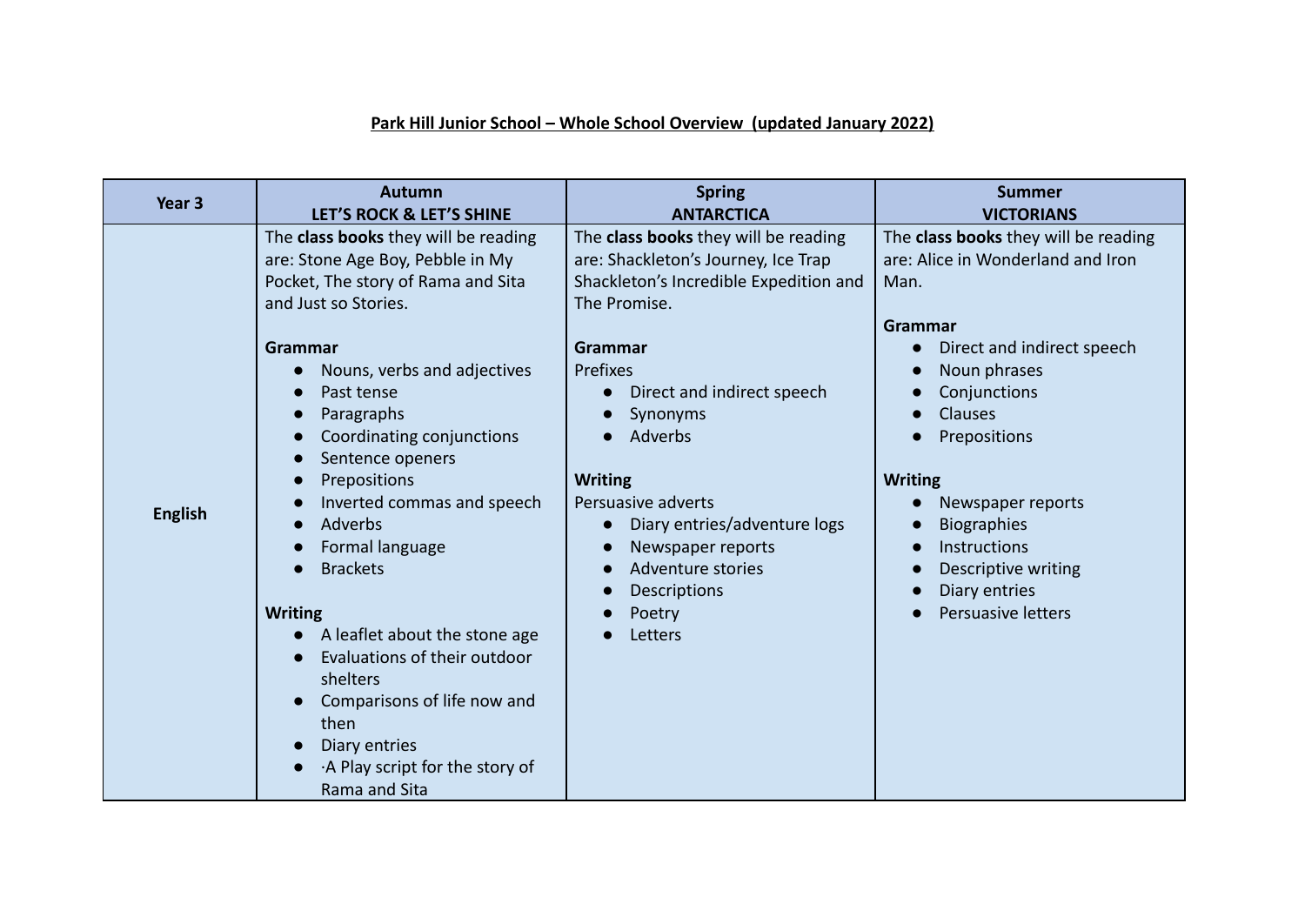**Park Hill Junior School – Whole School Overview (updated January 2022)**

| Year 3 | Autumn<br>LET'S ROCK & LET'S SHINE | Spring<br>ANTARCTICA | Summer<br>VICTORIANS |
|---|---|---|---|
| English | The **class books** they will be reading are: Stone Age Boy, Pebble in My Pocket, The story of Rama and Sita and Just so Stories.<br><br>**Grammar**<br>• Nouns, verbs and adjectives<br>• Past tense<br>• Paragraphs<br>• Coordinating conjunctions<br>• Sentence openers<br>• Prepositions<br>• Inverted commas and speech<br>• Adverbs<br>• Formal language<br>• Brackets<br><br>**Writing**<br>• A leaflet about the stone age<br>• Evaluations of their outdoor shelters<br>• Comparisons of life now and then<br>• Diary entries<br>• ·A Play script for the story of Rama and Sita | The **class books** they will be reading are: Shackleton's Journey, Ice Trap Shackleton's Incredible Expedition and The Promise.<br><br>**Grammar**<br>Prefixes<br>• Direct and indirect speech<br>• Synonyms<br>• Adverbs<br><br>**Writing**<br>Persuasive adverts<br>• Diary entries/adventure logs<br>• Newspaper reports<br>• Adventure stories<br>• Descriptions<br>• Poetry<br>• Letters | The **class books** they will be reading are: Alice in Wonderland and Iron Man.<br><br>**Grammar**<br>• Direct and indirect speech<br>• Noun phrases<br>• Conjunctions<br>• Clauses<br>• Prepositions<br><br>**Writing**<br>• Newspaper reports<br>• Biographies<br>• Instructions<br>• Descriptive writing<br>• Diary entries<br>• Persuasive letters |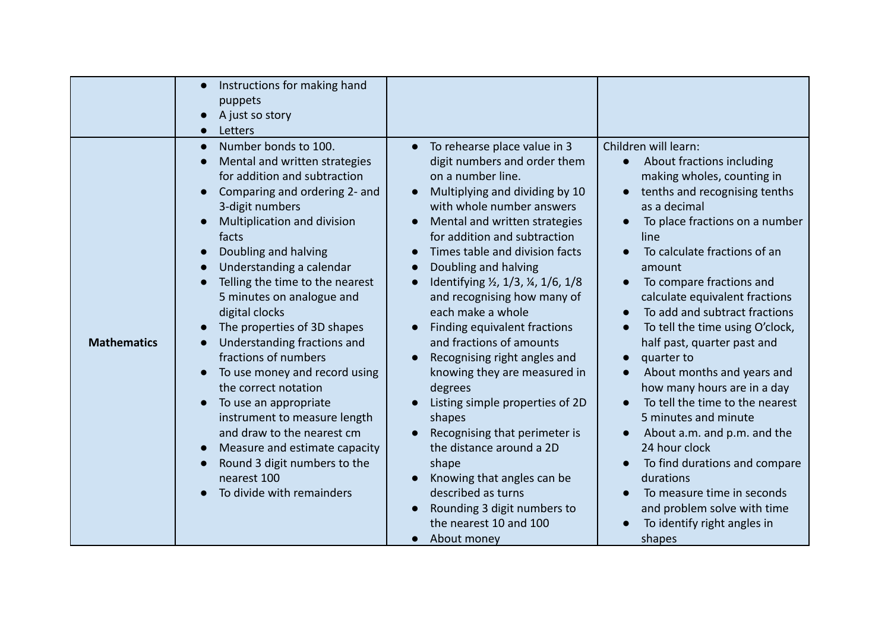| | | | |
|---|---|---|---|
| | • Instructions for making hand puppets<br>• A just so story<br>• Letters | | |
| **Mathematics** | • Number bonds to 100.<br>• Mental and written strategies for addition and subtraction<br>• Comparing and ordering 2- and 3-digit numbers<br>• Multiplication and division facts<br>• Doubling and halving<br>• Understanding a calendar<br>• Telling the time to the nearest 5 minutes on analogue and digital clocks<br>• The properties of 3D shapes<br>• Understanding fractions and fractions of numbers<br>• To use money and record using the correct notation<br>• To use an appropriate instrument to measure length and draw to the nearest cm<br>• Measure and estimate capacity<br>• Round 3 digit numbers to the nearest 100<br>• To divide with remainders | • To rehearse place value in 3 digit numbers and order them on a number line.<br>• Multiplying and dividing by 10 with whole number answers<br>• Mental and written strategies for addition and subtraction<br>• Times table and division facts<br>• Doubling and halving<br>• Identifying ½, 1/3, ¼, 1/6, 1/8 and recognising how many of each make a whole<br>• Finding equivalent fractions and fractions of amounts<br>• Recognising right angles and knowing they are measured in degrees<br>• Listing simple properties of 2D shapes<br>• Recognising that perimeter is the distance around a 2D shape<br>• Knowing that angles can be described as turns<br>• Rounding 3 digit numbers to the nearest 10 and 100<br>• About money | Children will learn:<br>• About fractions including making wholes, counting in<br>• tenths and recognising tenths as a decimal<br>• To place fractions on a number line<br>• To calculate fractions of an amount<br>• To compare fractions and calculate equivalent fractions<br>• To add and subtract fractions<br>• To tell the time using O'clock, half past, quarter past and<br>• quarter to<br>• About months and years and how many hours are in a day<br>• To tell the time to the nearest 5 minutes and minute<br>• About a.m. and p.m. and the 24 hour clock<br>• To find durations and compare durations<br>• To measure time in seconds and problem solve with time<br>• To identify right angles in shapes |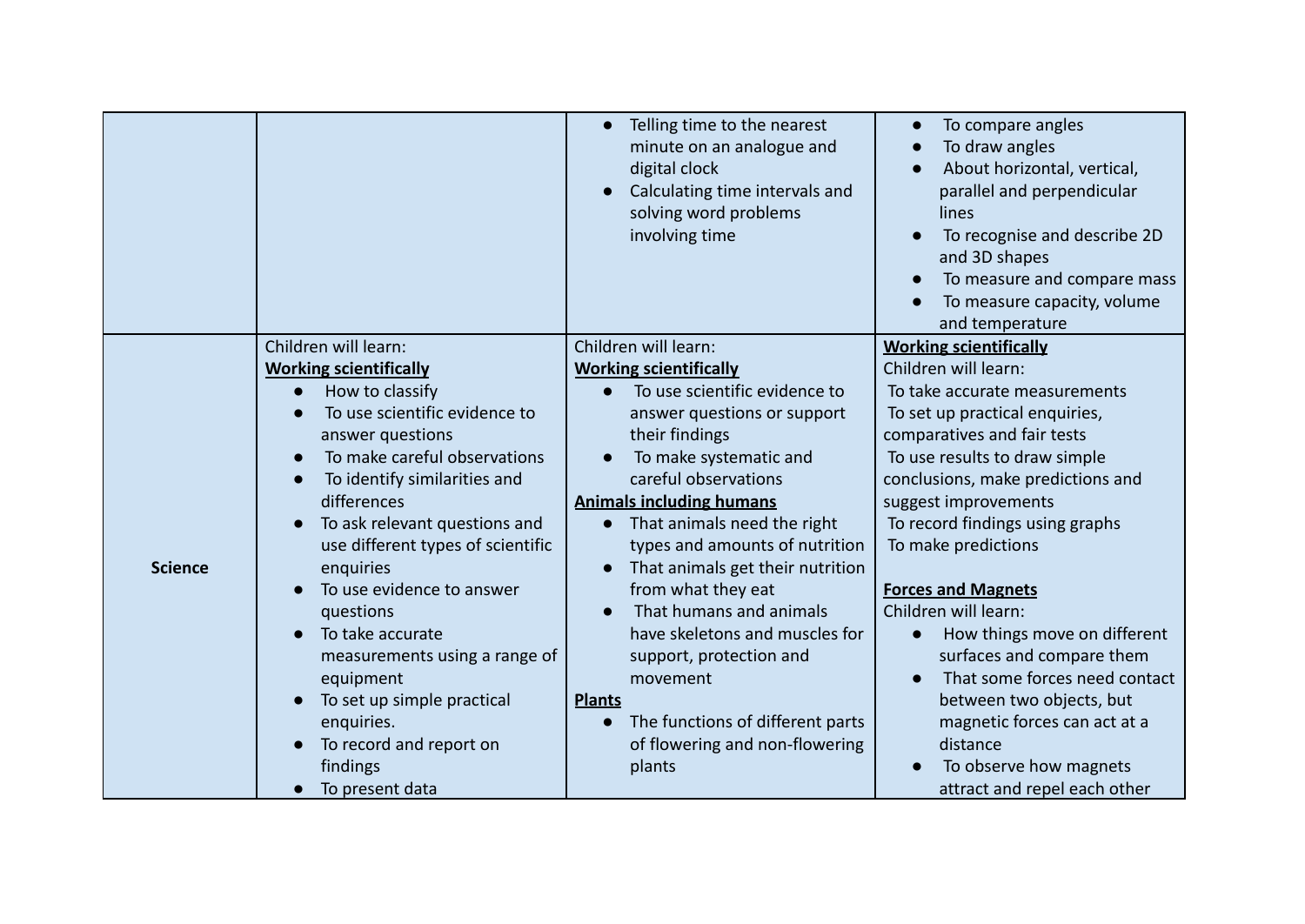| | | | |
|---|---|---|---|
| | | <ul><li>Telling time to the nearest minute on an analogue and digital clock</li><li>Calculating time intervals and solving word problems involving time</li></ul> | <ul><li>To compare angles</li><li>To draw angles</li><li>About horizontal, vertical, parallel and perpendicular lines</li><li>To recognise and describe 2D and 3D shapes</li><li>To measure and compare mass</li><li>To measure capacity, volume and temperature</li></ul> |
| **Science** | Children will learn:<br>**Working scientifically**<ul><li>How to classify</li><li>To use scientific evidence to answer questions</li><li>To make careful observations</li><li>To identify similarities and differences</li><li>To ask relevant questions and use different types of scientific enquiries</li><li>To use evidence to answer questions</li><li>To take accurate measurements using a range of equipment</li><li>To set up simple practical enquiries.</li><li>To record and report on findings</li><li>To present data</li></ul> | Children will learn:<br>**Working scientifically**<ul><li>To use scientific evidence to answer questions or support their findings</li><li>To make systematic and careful observations</li></ul>**Animals including humans**<ul><li>That animals need the right types and amounts of nutrition</li><li>That animals get their nutrition from what they eat</li><li>That humans and animals have skeletons and muscles for support, protection and movement</li></ul>**Plants**<ul><li>The functions of different parts of flowering and non-flowering plants</li></ul> | **Working scientifically**<br>Children will learn:<br>To take accurate measurements<br>To set up practical enquiries, comparatives and fair tests<br>To use results to draw simple conclusions, make predictions and suggest improvements<br>To record findings using graphs<br>To make predictions<br><br>**Forces and Magnets**<br>Children will learn:<ul><li>How things move on different surfaces and compare them</li><li>That some forces need contact between two objects, but magnetic forces can act at a distance</li><li>To observe how magnets attract and repel each other</li></ul> |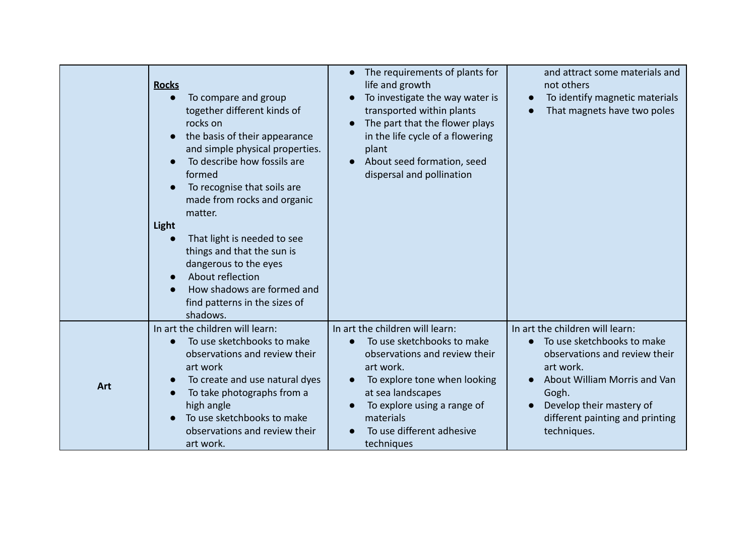| | | | |
|---|---|---|---|
| | **Rocks**<br>● To compare and group together different kinds of rocks on<br>● the basis of their appearance and simple physical properties.<br>● To describe how fossils are formed<br>● To recognise that soils are made from rocks and organic matter.<br>**Light**<br>● That light is needed to see things and that the sun is dangerous to the eyes<br>● About reflection<br>● How shadows are formed and find patterns in the sizes of shadows. | ● The requirements of plants for life and growth<br>● To investigate the way water is transported within plants<br>● The part that the flower plays in the life cycle of a flowering plant<br>● About seed formation, seed dispersal and pollination | and attract some materials and not others<br>● To identify magnetic materials<br>● That magnets have two poles |
| **Art** | In art the children will learn:<br>● To use sketchbooks to make observations and review their art work<br>● To create and use natural dyes<br>● To take photographs from a high angle<br>● To use sketchbooks to make observations and review their art work. | In art the children will learn:<br>● To use sketchbooks to make observations and review their art work.<br>● To explore tone when looking at sea landscapes<br>● To explore using a range of materials<br>● To use different adhesive techniques | In art the children will learn:<br>● To use sketchbooks to make observations and review their art work.<br>● About William Morris and Van Gogh.<br>● Develop their mastery of different painting and printing techniques. |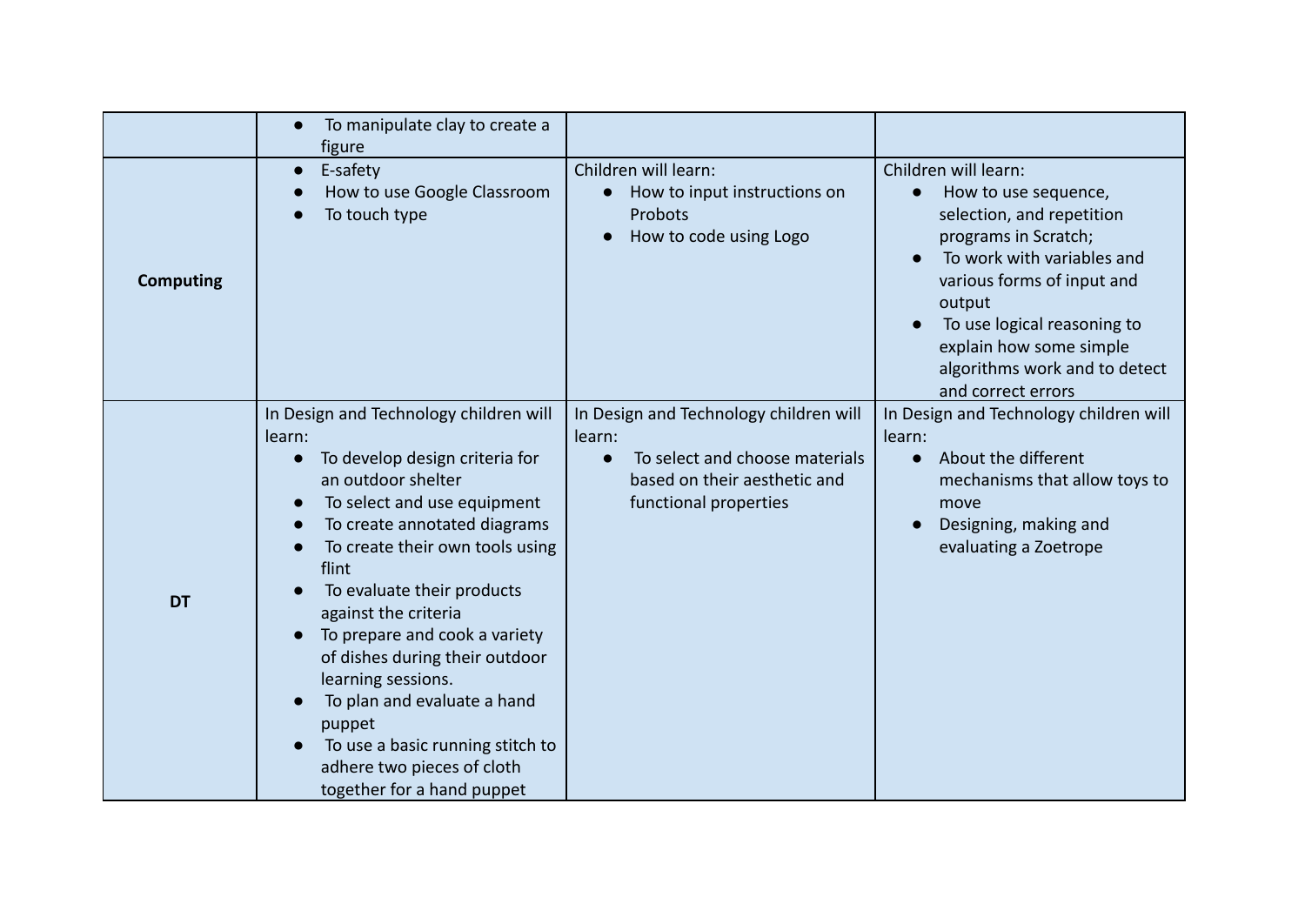| | | | |
|---|---|---|---|
| | <ul><li>To manipulate clay to create a figure</li></ul> | | |
| **Computing** | <ul><li>E-safety</li><li>How to use Google Classroom</li><li>To touch type</li></ul> | Children will learn:<ul><li>How to input instructions on Probots</li><li>How to code using Logo</li></ul> | Children will learn:<ul><li>How to use sequence, selection, and repetition programs in Scratch;</li><li>To work with variables and various forms of input and output</li><li>To use logical reasoning to explain how some simple algorithms work and to detect and correct errors</li></ul> |
| **DT** | In Design and Technology children will learn:<ul><li>To develop design criteria for an outdoor shelter</li><li>To select and use equipment</li><li>To create annotated diagrams</li><li>To create their own tools using flint</li><li>To evaluate their products against the criteria</li><li>To prepare and cook a variety of dishes during their outdoor learning sessions.</li><li>To plan and evaluate a hand puppet</li><li>To use a basic running stitch to adhere two pieces of cloth together for a hand puppet</li></ul> | In Design and Technology children will learn:<ul><li>To select and choose materials based on their aesthetic and functional properties</li></ul> | In Design and Technology children will learn:<ul><li>About the different mechanisms that allow toys to move</li><li>Designing, making and evaluating a Zoetrope</li></ul> |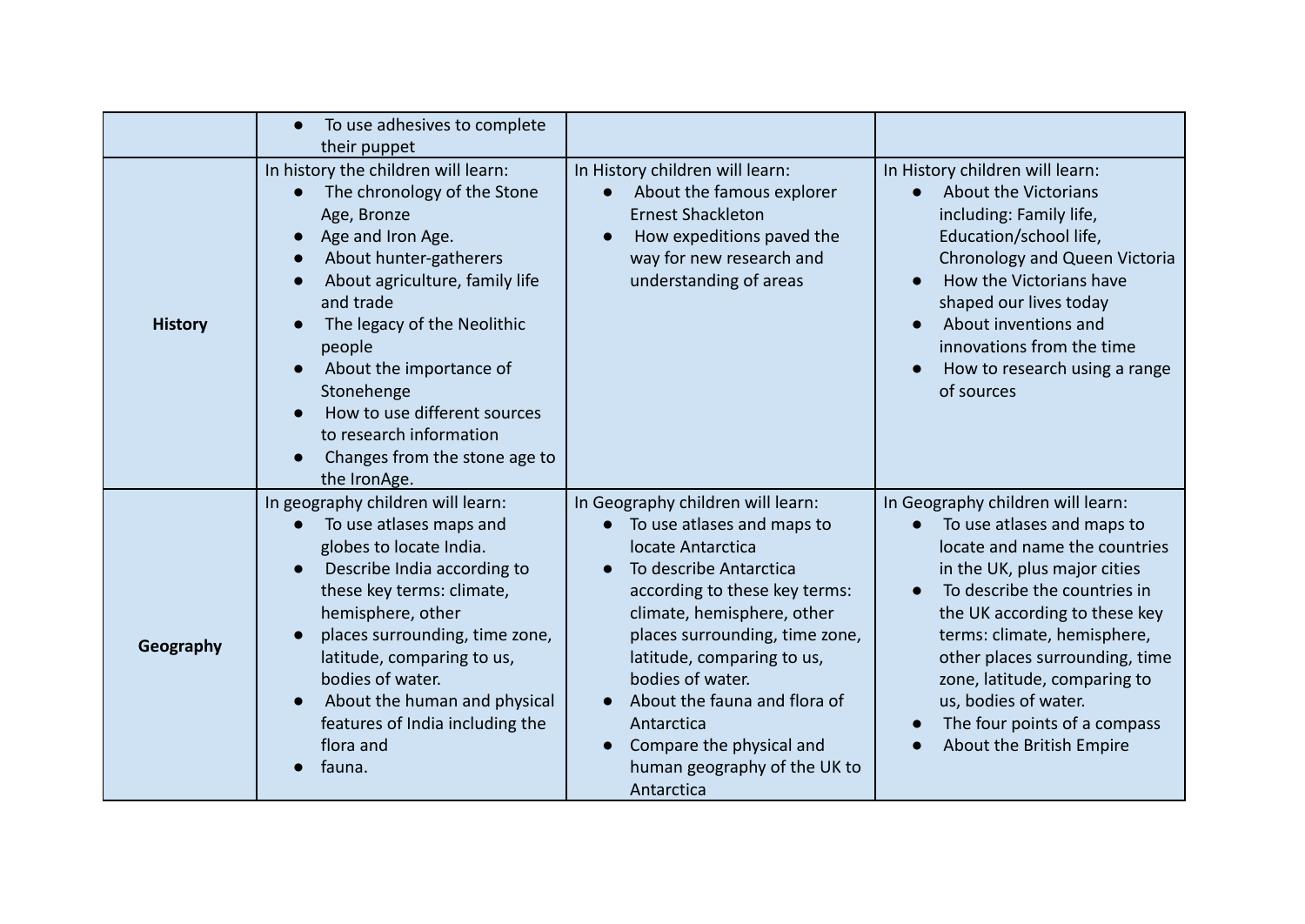| | | | |
|---|---|---|---|
| | <ul><li>To use adhesives to complete their puppet</li></ul> | | |
| **History** | In history the children will learn:<ul><li>The chronology of the Stone Age, Bronze</li><li>Age and Iron Age.</li><li>About hunter-gatherers</li><li>About agriculture, family life and trade</li><li>The legacy of the Neolithic people</li><li>About the importance of Stonehenge</li><li>How to use different sources to research information</li><li>Changes from the stone age to the IronAge.</li></ul> | In History children will learn:<ul><li>About the famous explorer Ernest Shackleton</li><li>How expeditions paved the way for new research and understanding of areas</li></ul> | In History children will learn:<ul><li>About the Victorians including: Family life, Education/school life, Chronology and Queen Victoria</li><li>How the Victorians have shaped our lives today</li><li>About inventions and innovations from the time</li><li>How to research using a range of sources</li></ul> |
| **Geography** | In geography children will learn:<ul><li>To use atlases maps and globes to locate India.</li><li>Describe India according to these key terms: climate, hemisphere, other</li><li>places surrounding, time zone, latitude, comparing to us, bodies of water.</li><li>About the human and physical features of India including the flora and</li><li>fauna.</li></ul> | In Geography children will learn:<ul><li>To use atlases and maps to locate Antarctica</li><li>To describe Antarctica according to these key terms: climate, hemisphere, other places surrounding, time zone, latitude, comparing to us, bodies of water.</li><li>About the fauna and flora of Antarctica</li><li>Compare the physical and human geography of the UK to Antarctica</li></ul> | In Geography children will learn:<ul><li>To use atlases and maps to locate and name the countries in the UK, plus major cities</li><li>To describe the countries in the UK according to these key terms: climate, hemisphere, other places surrounding, time zone, latitude, comparing to us, bodies of water.</li><li>The four points of a compass</li><li>About the British Empire</li></ul> |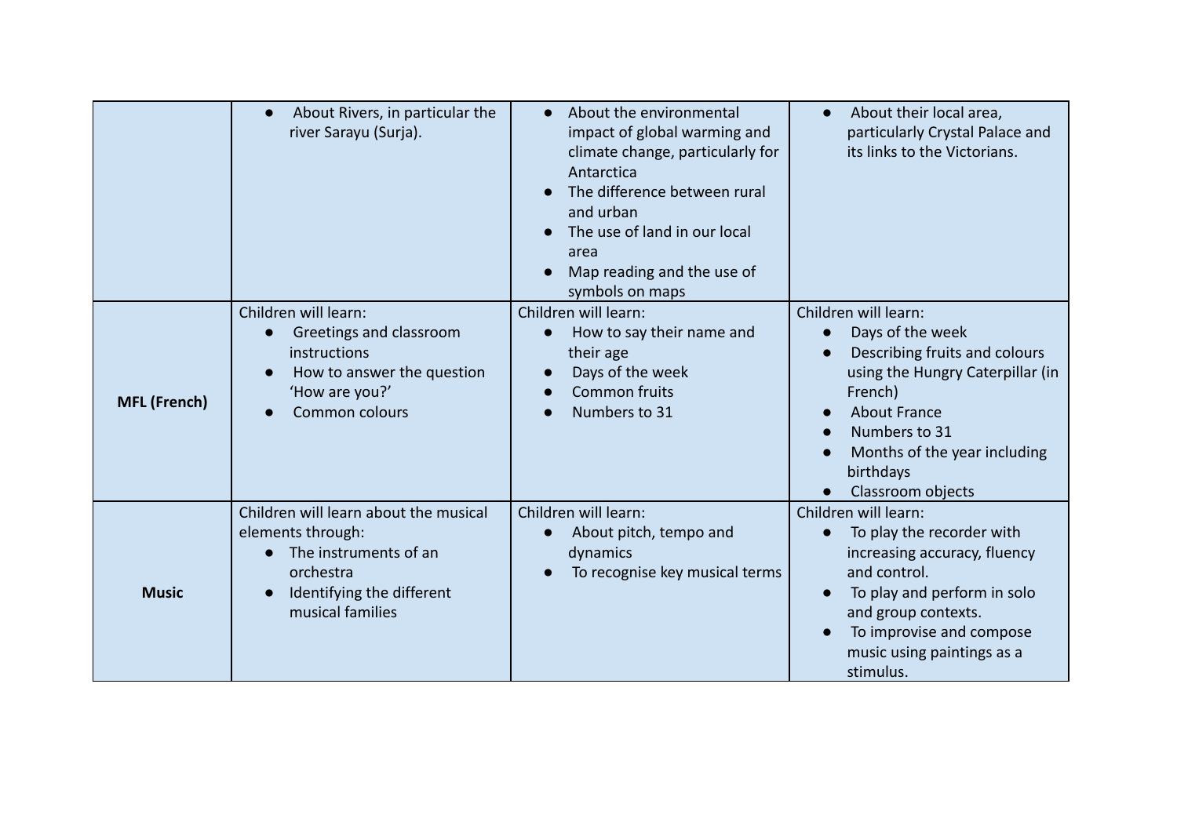| | | | |
|---|---|---|---|
| | • About Rivers, in particular the river Sarayu (Surja). | • About the environmental impact of global warming and climate change, particularly for Antarctica<br>• The difference between rural and urban<br>• The use of land in our local area<br>• Map reading and the use of symbols on maps | • About their local area, particularly Crystal Palace and its links to the Victorians. |
| **MFL (French)** | Children will learn:<br>• Greetings and classroom instructions<br>• How to answer the question 'How are you?'<br>• Common colours | Children will learn:<br>• How to say their name and their age<br>• Days of the week<br>• Common fruits<br>• Numbers to 31 | Children will learn:<br>• Days of the week<br>• Describing fruits and colours using the Hungry Caterpillar (in French)<br>• About France<br>• Numbers to 31<br>• Months of the year including birthdays<br>• Classroom objects |
| **Music** | Children will learn about the musical elements through:<br>• The instruments of an orchestra<br>• Identifying the different musical families | Children will learn:<br>• About pitch, tempo and dynamics<br>• To recognise key musical terms | Children will learn:<br>• To play the recorder with increasing accuracy, fluency and control.<br>• To play and perform in solo and group contexts.<br>• To improvise and compose music using paintings as a stimulus. |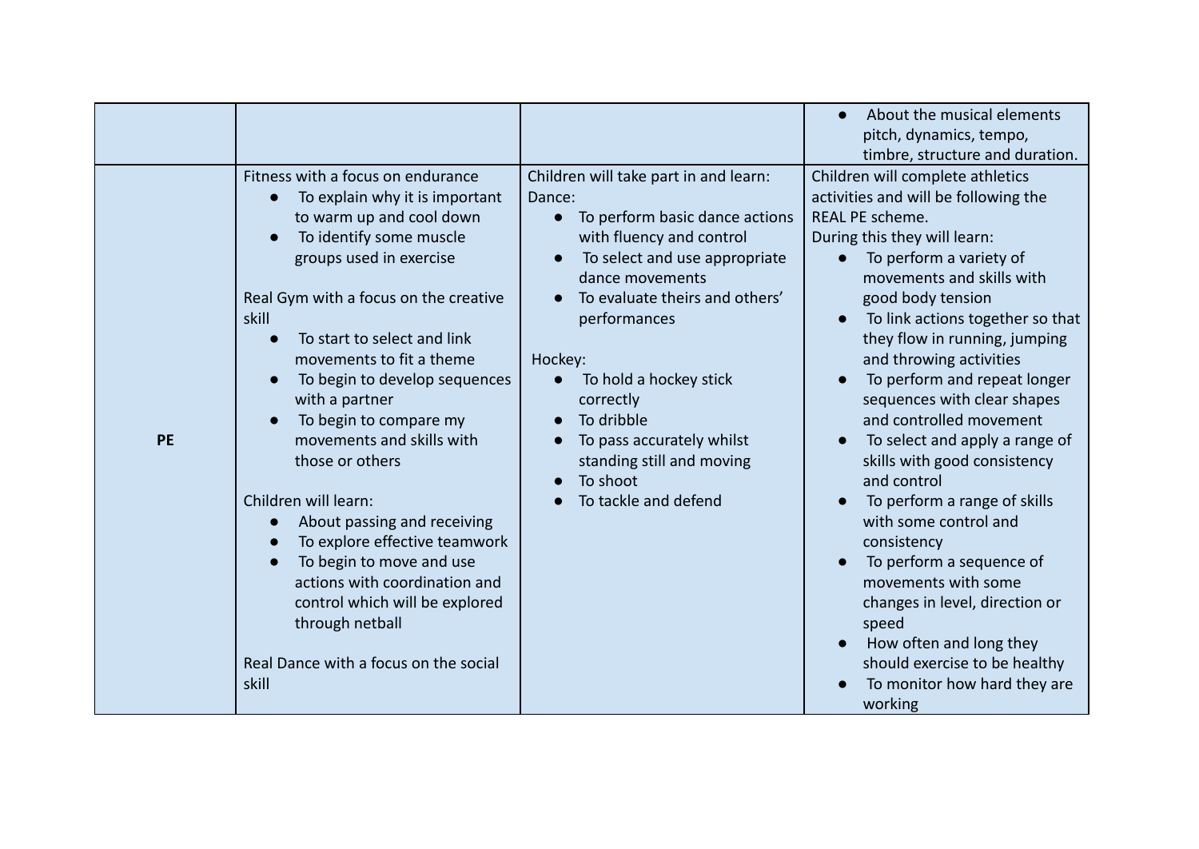| | | | |
|---|---|---|---|
| | | | ● About the musical elements pitch, dynamics, tempo, timbre, structure and duration. |
| **PE** | Fitness with a focus on endurance<br>● To explain why it is important to warm up and cool down<br>● To identify some muscle groups used in exercise<br><br>Real Gym with a focus on the creative skill<br>● To start to select and link movements to fit a theme<br>● To begin to develop sequences with a partner<br>● To begin to compare my movements and skills with those or others<br><br>Children will learn:<br>● About passing and receiving<br>● To explore effective teamwork<br>● To begin to move and use actions with coordination and control which will be explored through netball<br><br>Real Dance with a focus on the social skill | Children will take part in and learn:<br>Dance:<br>● To perform basic dance actions with fluency and control<br>● To select and use appropriate dance movements<br>● To evaluate theirs and others' performances<br><br>Hockey:<br>● To hold a hockey stick correctly<br>● To dribble<br>● To pass accurately whilst standing still and moving<br>● To shoot<br>● To tackle and defend | Children will complete athletics activities and will be following the REAL PE scheme.<br>During this they will learn:<br>● To perform a variety of movements and skills with good body tension<br>● To link actions together so that they flow in running, jumping and throwing activities<br>● To perform and repeat longer sequences with clear shapes and controlled movement<br>● To select and apply a range of skills with good consistency and control<br>● To perform a range of skills with some control and consistency<br>● To perform a sequence of movements with some changes in level, direction or speed<br>● How often and long they should exercise to be healthy<br>● To monitor how hard they are working |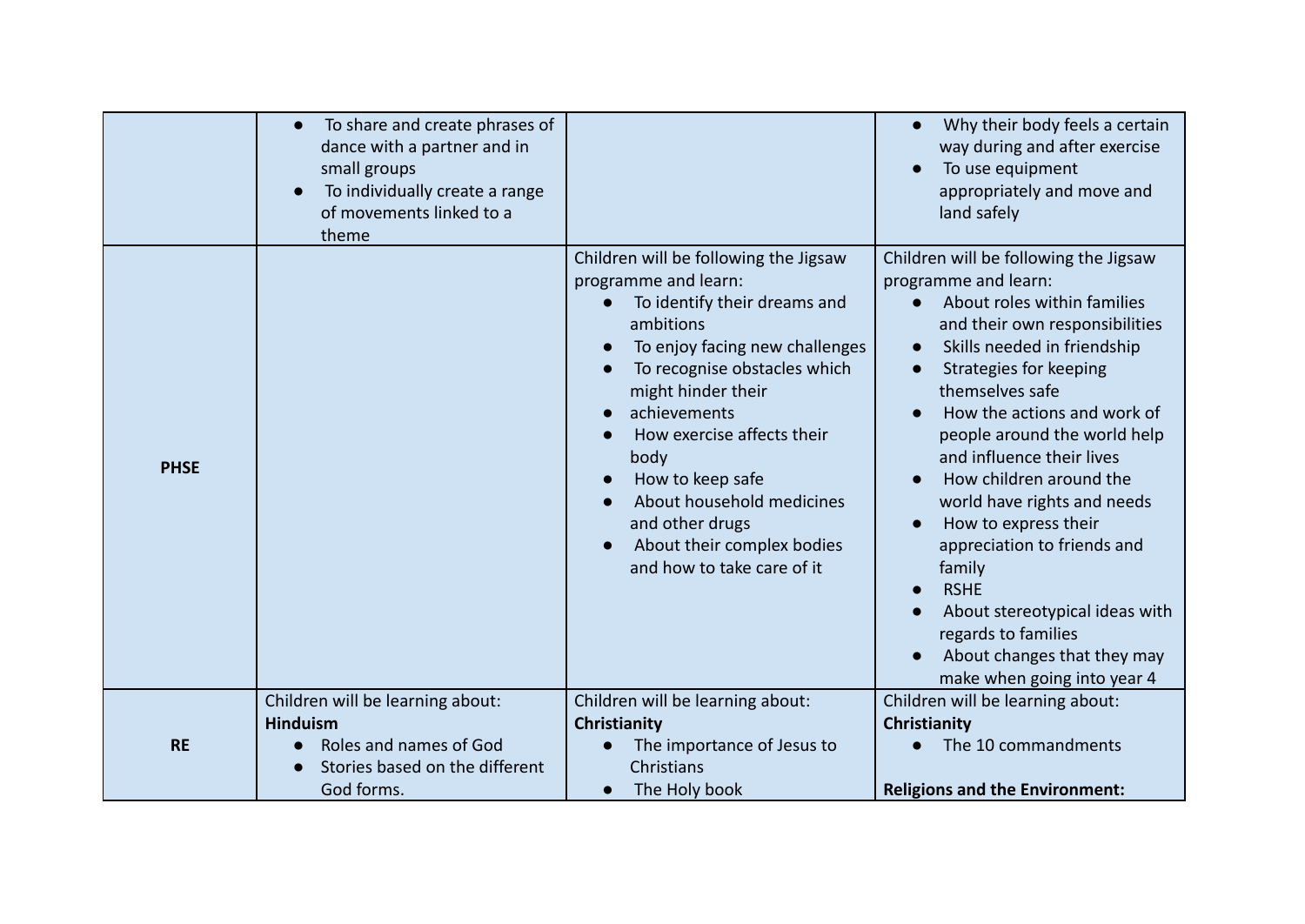| | | | |
|---|---|---|---|
| | • To share and create phrases of dance with a partner and in small groups<br>• To individually create a range of movements linked to a theme | | • Why their body feels a certain way during and after exercise<br>• To use equipment appropriately and move and land safely |
| **PHSE** | | Children will be following the Jigsaw programme and learn:<br>• To identify their dreams and ambitions<br>• To enjoy facing new challenges<br>• To recognise obstacles which might hinder their<br>• achievements<br>• How exercise affects their body<br>• How to keep safe<br>• About household medicines and other drugs<br>• About their complex bodies and how to take care of it | Children will be following the Jigsaw programme and learn:<br>• About roles within families and their own responsibilities<br>• Skills needed in friendship<br>• Strategies for keeping themselves safe<br>• How the actions and work of people around the world help and influence their lives<br>• How children around the world have rights and needs<br>• How to express their appreciation to friends and family<br>• RSHE<br>• About stereotypical ideas with regards to families<br>• About changes that they may make when going into year 4 |
| **RE** | Children will be learning about:<br>**Hinduism**<br>• Roles and names of God<br>• Stories based on the different God forms. | Children will be learning about:<br>**Christianity**<br>• The importance of Jesus to Christians<br>• The Holy book | Children will be learning about:<br>**Christianity**<br>• The 10 commandments<br><br>**Religions and the Environment:** |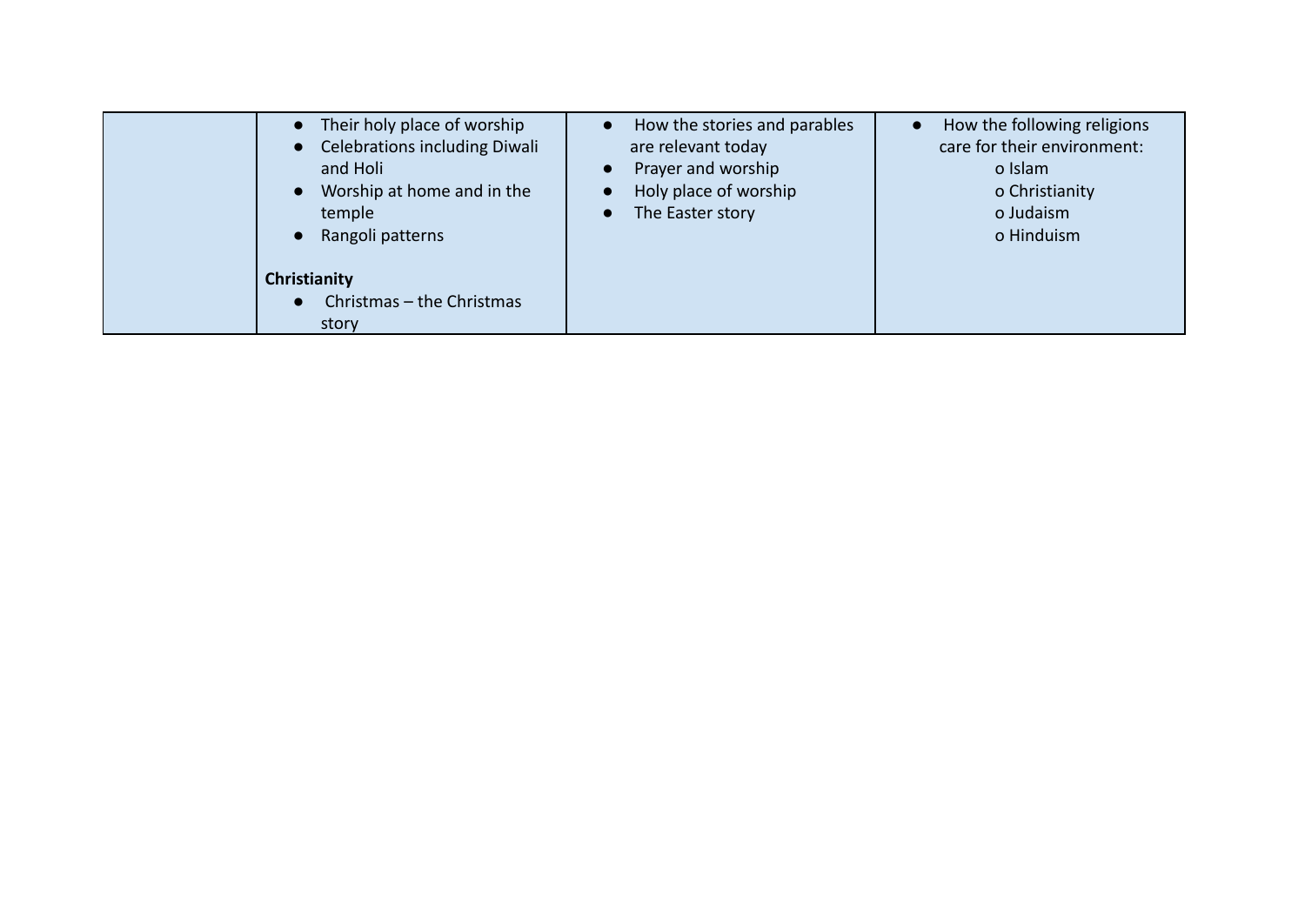|  |  |  |  |
|---|---|---|---|
|  | • Their holy place of worship<br>• Celebrations including Diwali and Holi<br>• Worship at home and in the temple<br>• Rangoli patterns<br><br>**Christianity**<br>• Christmas – the Christmas story | • How the stories and parables are relevant today<br>• Prayer and worship<br>• Holy place of worship<br>• The Easter story | • How the following religions care for their environment:<br>o Islam<br>o Christianity<br>o Judaism<br>o Hinduism |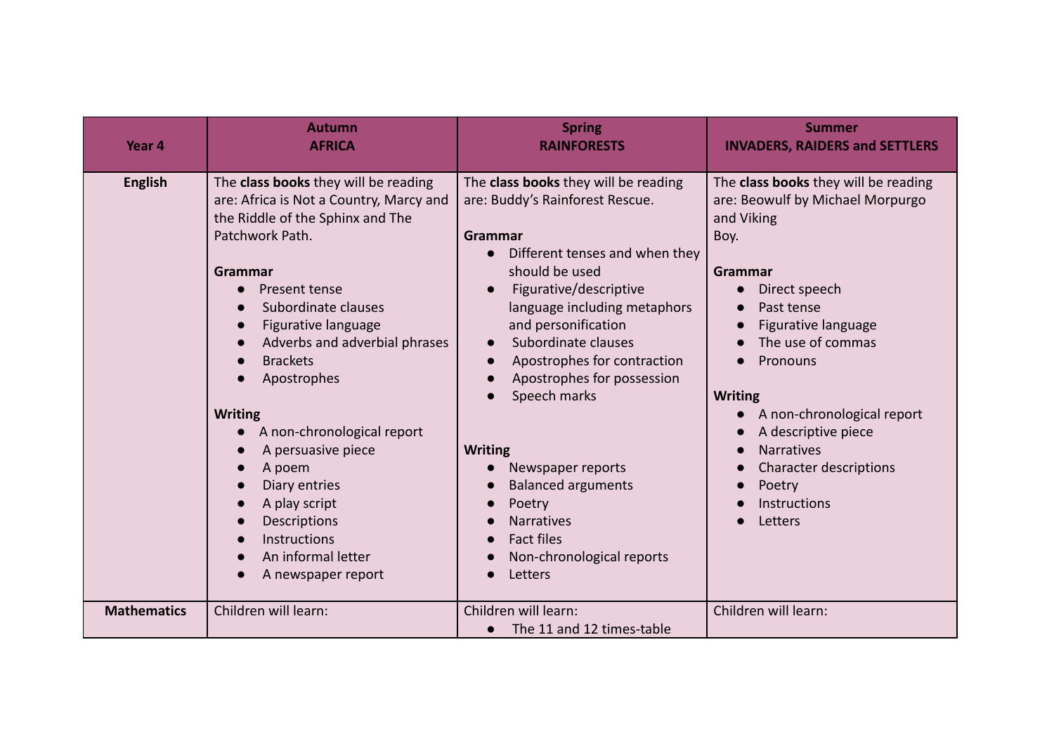| Year 4 | Autumn<br>AFRICA | Spring<br>RAINFORESTS | Summer<br>INVADERS, RAIDERS and SETTLERS |
|---|---|---|---|
| **English** | The **class books** they will be reading are: Africa is Not a Country, Marcy and the Riddle of the Sphinx and The Patchwork Path.<br><br>**Grammar**<br>● Present tense<br>● Subordinate clauses<br>● Figurative language<br>● Adverbs and adverbial phrases<br>● Brackets<br>● Apostrophes<br><br>**Writing**<br>● A non-chronological report<br>● A persuasive piece<br>● A poem<br>● Diary entries<br>● A play script<br>● Descriptions<br>● Instructions<br>● An informal letter<br>● A newspaper report | The **class books** they will be reading are: Buddy's Rainforest Rescue.<br><br>**Grammar**<br>● Different tenses and when they should be used<br>● Figurative/descriptive language including metaphors and personification<br>● Subordinate clauses<br>● Apostrophes for contraction<br>● Apostrophes for possession<br>● Speech marks<br><br>**Writing**<br>● Newspaper reports<br>● Balanced arguments<br>● Poetry<br>● Narratives<br>● Fact files<br>● Non-chronological reports<br>● Letters | The **class books** they will be reading are: Beowulf by Michael Morpurgo and Viking Boy.<br><br>**Grammar**<br>● Direct speech<br>● Past tense<br>● Figurative language<br>● The use of commas<br>● Pronouns<br><br>**Writing**<br>● A non-chronological report<br>● A descriptive piece<br>● Narratives<br>● Character descriptions<br>● Poetry<br>● Instructions<br>● Letters |
| **Mathematics** | Children will learn: | Children will learn:<br>● The 11 and 12 times-table | Children will learn: |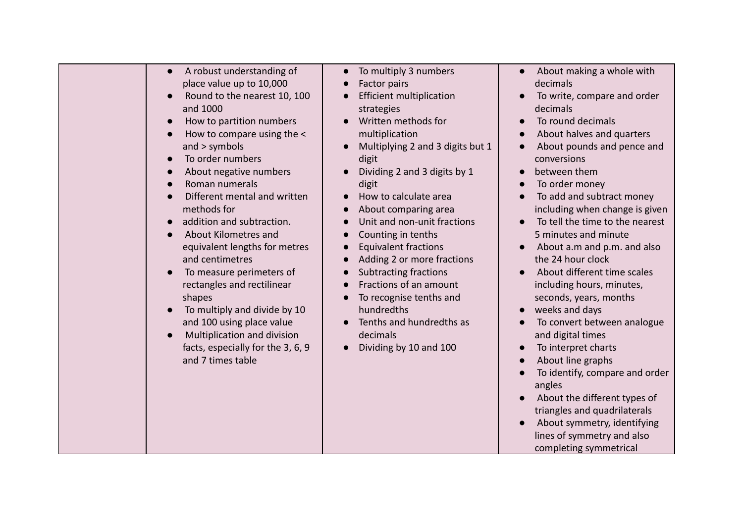| | | | |
|---|---|---|---|
| | <ul><li>A robust understanding of place value up to 10,000</li><li>Round to the nearest 10, 100 and 1000</li><li>How to partition numbers</li><li>How to compare using the < and > symbols</li><li>To order numbers</li><li>About negative numbers</li><li>Roman numerals</li><li>Different mental and written methods for</li><li>addition and subtraction.</li><li>About Kilometres and equivalent lengths for metres and centimetres</li><li>To measure perimeters of rectangles and rectilinear shapes</li><li>To multiply and divide by 10 and 100 using place value</li><li>Multiplication and division facts, especially for the 3, 6, 9 and 7 times table</li></ul> | <ul><li>To multiply 3 numbers</li><li>Factor pairs</li><li>Efficient multiplication strategies</li><li>Written methods for multiplication</li><li>Multiplying 2 and 3 digits but 1 digit</li><li>Dividing 2 and 3 digits by 1 digit</li><li>How to calculate area</li><li>About comparing area</li><li>Unit and non-unit fractions</li><li>Counting in tenths</li><li>Equivalent fractions</li><li>Adding 2 or more fractions</li><li>Subtracting fractions</li><li>Fractions of an amount</li><li>To recognise tenths and hundredths</li><li>Tenths and hundredths as decimals</li><li>Dividing by 10 and 100</li></ul> | <ul><li>About making a whole with decimals</li><li>To write, compare and order decimals</li><li>To round decimals</li><li>About halves and quarters</li><li>About pounds and pence and conversions</li><li>between them</li><li>To order money</li><li>To add and subtract money including when change is given</li><li>To tell the time to the nearest 5 minutes and minute</li><li>About a.m and p.m. and also the 24 hour clock</li><li>About different time scales including hours, minutes, seconds, years, months</li><li>weeks and days</li><li>To convert between analogue and digital times</li><li>To interpret charts</li><li>About line graphs</li><li>To identify, compare and order angles</li><li>About the different types of triangles and quadrilaterals</li><li>About symmetry, identifying lines of symmetry and also completing symmetrical</li></ul> |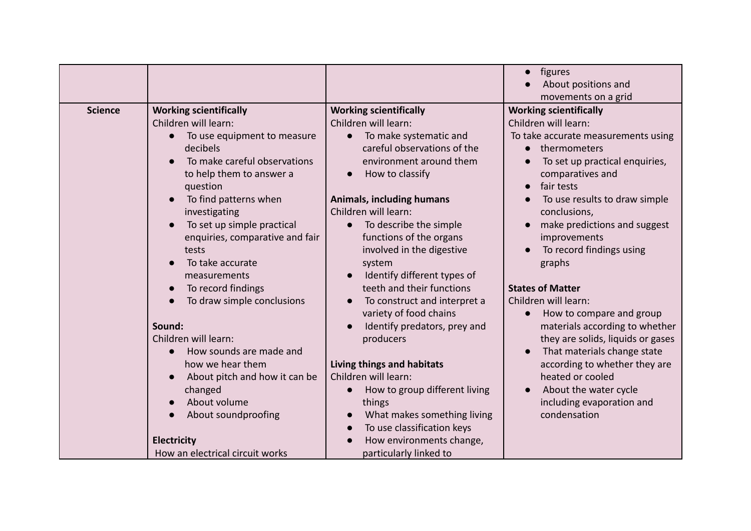| | | | |
|---|---|---|---|
| | | | <ul><li>figures</li><li>About positions and movements on a grid</li></ul> |
| **Science** | **Working scientifically**<br>Children will learn:<ul><li>To use equipment to measure decibels</li><li>To make careful observations to help them to answer a question</li><li>To find patterns when investigating</li><li>To set up simple practical enquiries, comparative and fair tests</li><li>To take accurate measurements</li><li>To record findings</li><li>To draw simple conclusions</li></ul>**Sound:**<br>Children will learn:<ul><li>How sounds are made and how we hear them</li><li>About pitch and how it can be changed</li><li>About volume</li><li>About soundproofing</li></ul>**Electricity**<br>How an electrical circuit works | **Working scientifically**<br>Children will learn:<ul><li>To make systematic and careful observations of the environment around them</li><li>How to classify</li></ul>**Animals, including humans**<br>Children will learn:<ul><li>To describe the simple functions of the organs involved in the digestive system</li><li>Identify different types of teeth and their functions</li><li>To construct and interpret a variety of food chains</li><li>Identify predators, prey and producers</li></ul>**Living things and habitats**<br>Children will learn:<ul><li>How to group different living things</li><li>What makes something living</li><li>To use classification keys</li><li>How environments change, particularly linked to</li></ul> | **Working scientifically**<br>Children will learn:<br>To take accurate measurements using<ul><li>thermometers</li><li>To set up practical enquiries, comparatives and</li><li>fair tests</li><li>To use results to draw simple conclusions,</li><li>make predictions and suggest improvements</li><li>To record findings using graphs</li></ul>**States of Matter**<br>Children will learn:<ul><li>How to compare and group materials according to whether they are solids, liquids or gases</li><li>That materials change state according to whether they are heated or cooled</li><li>About the water cycle including evaporation and condensation</li></ul> |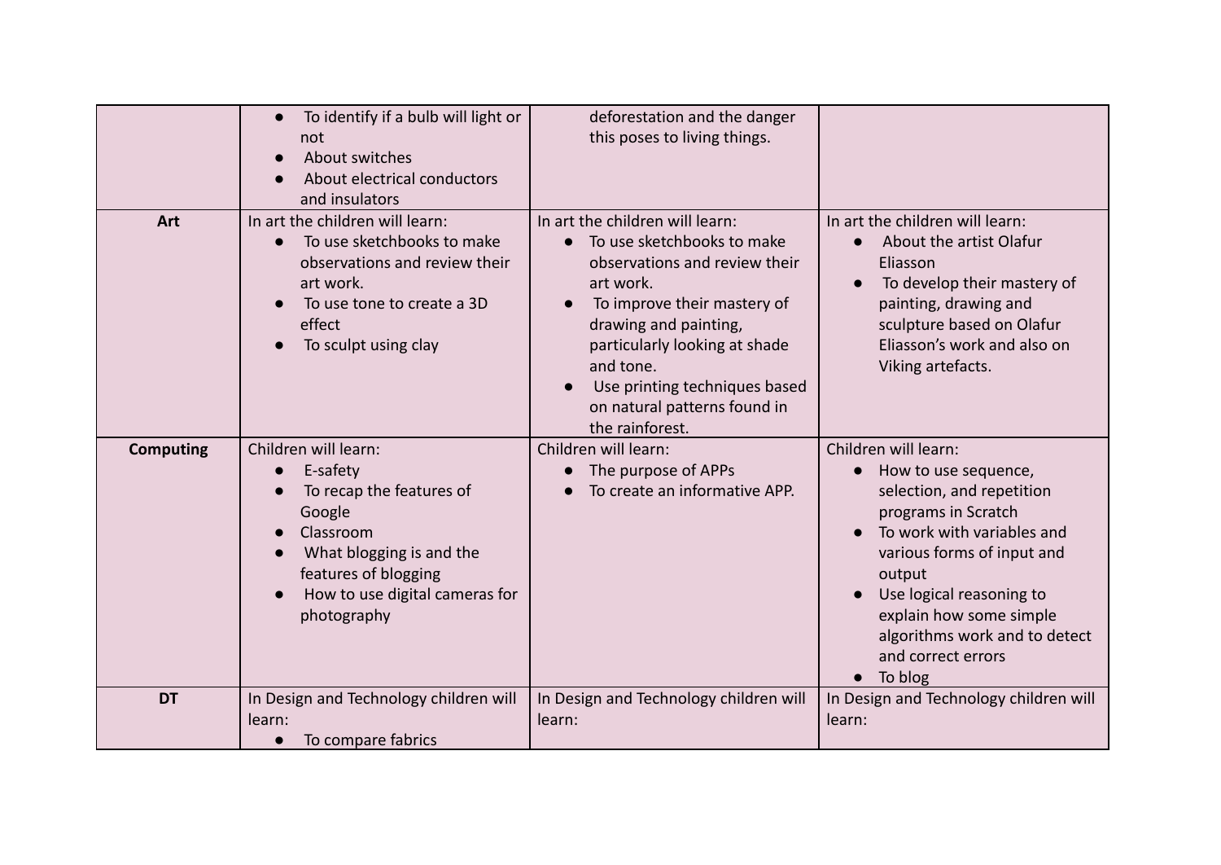| | | | |
|---|---|---|---|
| | ● To identify if a bulb will light or not<br>● About switches<br>● About electrical conductors and insulators | deforestation and the danger this poses to living things. | |
| **Art** | In art the children will learn:<br>● To use sketchbooks to make observations and review their art work.<br>● To use tone to create a 3D effect<br>● To sculpt using clay | In art the children will learn:<br>● To use sketchbooks to make observations and review their art work.<br>● To improve their mastery of drawing and painting, particularly looking at shade and tone.<br>● Use printing techniques based on natural patterns found in the rainforest. | In art the children will learn:<br>● About the artist Olafur Eliasson<br>● To develop their mastery of painting, drawing and sculpture based on Olafur Eliasson's work and also on Viking artefacts. |
| **Computing** | Children will learn:<br>● E-safety<br>● To recap the features of Google<br>● Classroom<br>● What blogging is and the features of blogging<br>● How to use digital cameras for photography | Children will learn:<br>● The purpose of APPs<br>● To create an informative APP. | Children will learn:<br>● How to use sequence, selection, and repetition programs in Scratch<br>● To work with variables and various forms of input and output<br>● Use logical reasoning to explain how some simple algorithms work and to detect and correct errors<br>● To blog |
| **DT** | In Design and Technology children will learn:<br>● To compare fabrics | In Design and Technology children will learn: | In Design and Technology children will learn: |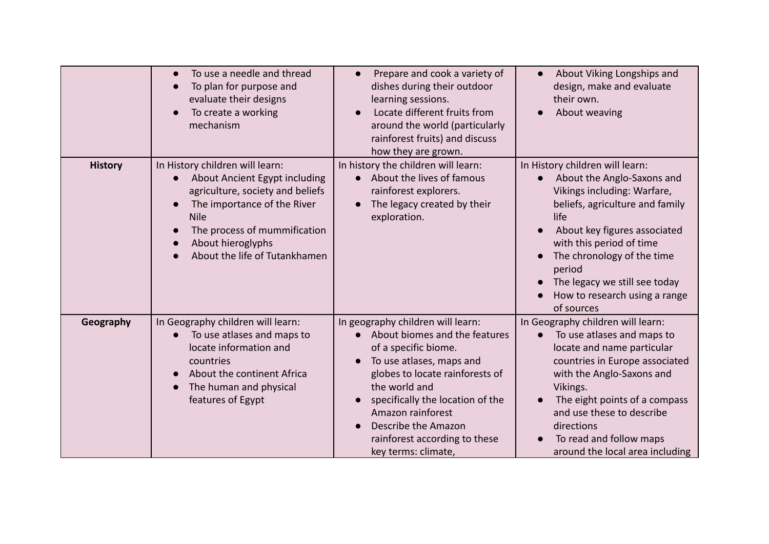| | | | |
|---|---|---|---|
| | ● To use a needle and thread<br>● To plan for purpose and evaluate their designs<br>● To create a working mechanism | ● Prepare and cook a variety of dishes during their outdoor learning sessions.<br>● Locate different fruits from around the world (particularly rainforest fruits) and discuss how they are grown. | ● About Viking Longships and design, make and evaluate their own.<br>● About weaving |
| **History** | In History children will learn:<br>● About Ancient Egypt including agriculture, society and beliefs<br>● The importance of the River Nile<br>● The process of mummification<br>● About hieroglyphs<br>● About the life of Tutankhamen | In history the children will learn:<br>● About the lives of famous rainforest explorers.<br>● The legacy created by their exploration. | In History children will learn:<br>● About the Anglo-Saxons and Vikings including: Warfare, beliefs, agriculture and family life<br>● About key figures associated with this period of time<br>● The chronology of the time period<br>● The legacy we still see today<br>● How to research using a range of sources |
| **Geography** | In Geography children will learn:<br>● To use atlases and maps to locate information and countries<br>● About the continent Africa<br>● The human and physical features of Egypt | In geography children will learn:<br>● About biomes and the features of a specific biome.<br>● To use atlases, maps and globes to locate rainforests of the world and<br>● specifically the location of the Amazon rainforest<br>● Describe the Amazon rainforest according to these key terms: climate, | In Geography children will learn:<br>● To use atlases and maps to locate and name particular countries in Europe associated with the Anglo-Saxons and Vikings.<br>● The eight points of a compass and use these to describe directions<br>● To read and follow maps around the local area including |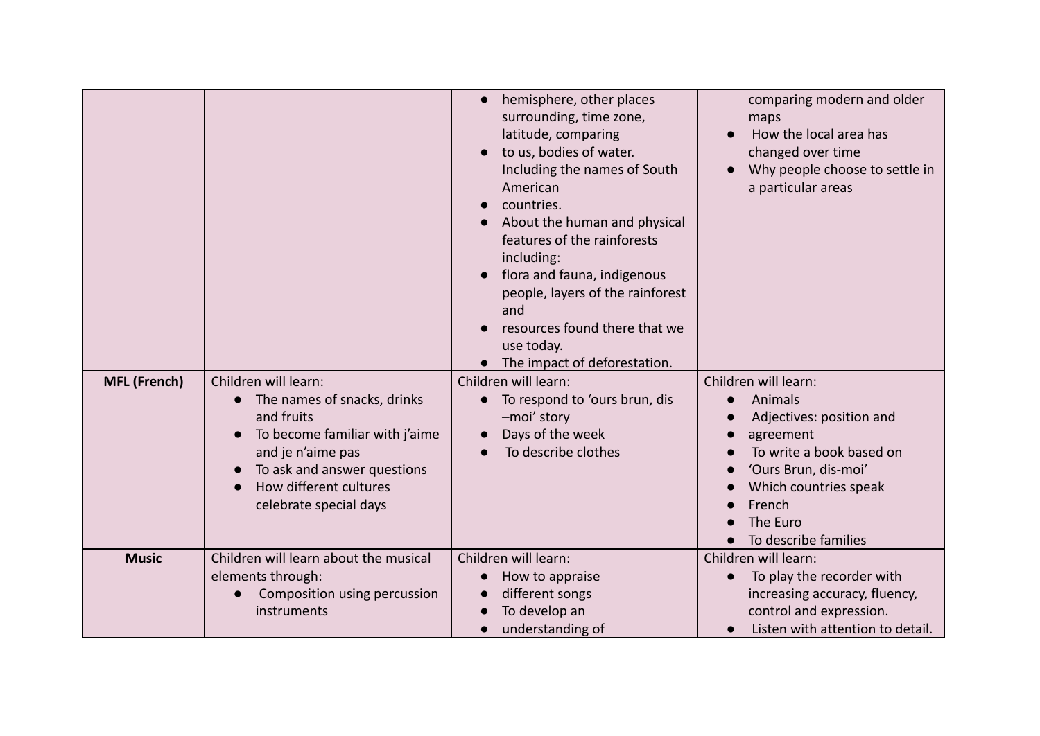| | | | |
|---|---|---|---|
| | | <ul><li>hemisphere, other places surrounding, time zone, latitude, comparing</li><li>to us, bodies of water. Including the names of South American</li><li>countries.</li><li>About the human and physical features of the rainforests including:</li><li>flora and fauna, indigenous people, layers of the rainforest and</li><li>resources found there that we use today.</li><li>The impact of deforestation.</li></ul> | comparing modern and older maps<ul><li>How the local area has changed over time</li><li>Why people choose to settle in a particular areas</li></ul> |
| **MFL (French)** | Children will learn:<ul><li>The names of snacks, drinks and fruits</li><li>To become familiar with j'aime and je n'aime pas</li><li>To ask and answer questions</li><li>How different cultures celebrate special days</li></ul> | Children will learn:<ul><li>To respond to 'ours brun, dis –moi' story</li><li>Days of the week</li><li>To describe clothes</li></ul> | Children will learn:<ul><li>Animals</li><li>Adjectives: position and</li><li>agreement</li><li>To write a book based on</li><li>'Ours Brun, dis-moi'</li><li>Which countries speak</li><li>French</li><li>The Euro</li><li>To describe families</li></ul> |
| **Music** | Children will learn about the musical elements through:<ul><li>Composition using percussion instruments</li></ul> | Children will learn:<ul><li>How to appraise</li><li>different songs</li><li>To develop an</li><li>understanding of</li></ul> | Children will learn:<ul><li>To play the recorder with increasing accuracy, fluency, control and expression.</li><li>Listen with attention to detail.</li></ul> |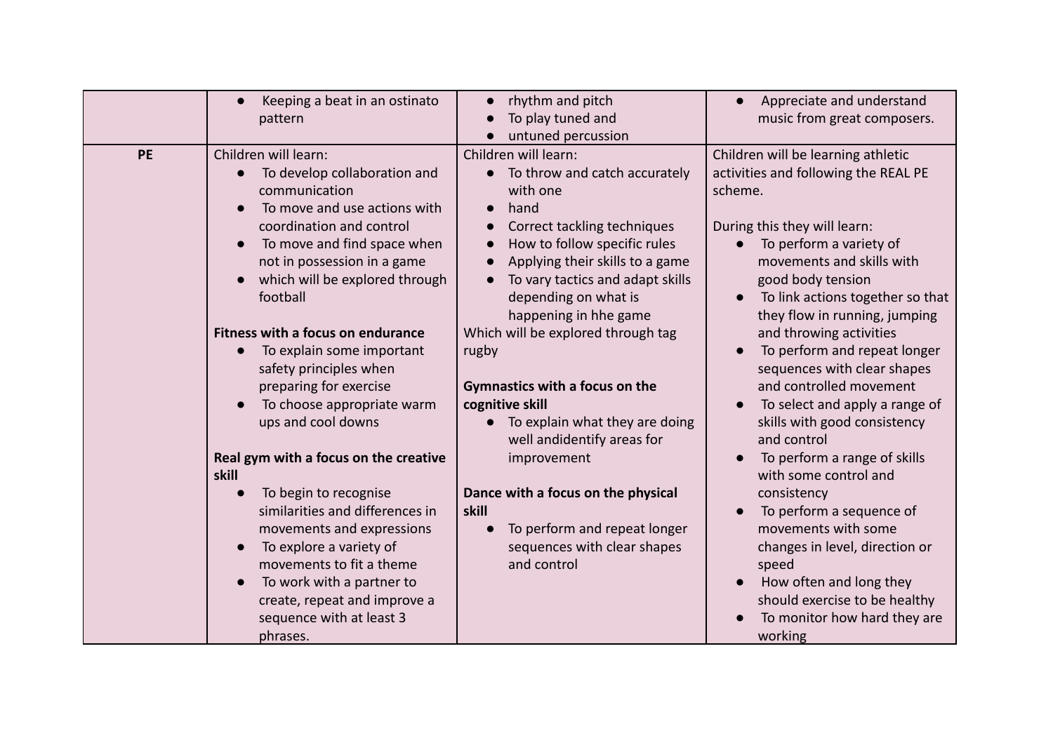| | | | |
|---|---|---|---|
| | • Keeping a beat in an ostinato pattern | • rhythm and pitch<br>• To play tuned and<br>• untuned percussion | • Appreciate and understand music from great composers. |
| **PE** | Children will learn:<br>• To develop collaboration and communication<br>• To move and use actions with coordination and control<br>• To move and find space when not in possession in a game<br>• which will be explored through football<br><br>**Fitness with a focus on endurance**<br>• To explain some important safety principles when preparing for exercise<br>• To choose appropriate warm ups and cool downs<br><br>**Real gym with a focus on the creative skill**<br>• To begin to recognise similarities and differences in movements and expressions<br>• To explore a variety of movements to fit a theme<br>• To work with a partner to create, repeat and improve a sequence with at least 3 phrases. | Children will learn:<br>• To throw and catch accurately with one<br>• hand<br>• Correct tackling techniques<br>• How to follow specific rules<br>• Applying their skills to a game<br>• To vary tactics and adapt skills depending on what is happening in hhe game<br>Which will be explored through tag rugby<br><br>**Gymnastics with a focus on the cognitive skill**<br>• To explain what they are doing well andidentify areas for improvement<br><br>**Dance with a focus on the physical skill**<br>• To perform and repeat longer sequences with clear shapes and control | Children will be learning athletic activities and following the REAL PE scheme.<br><br>During this they will learn:<br>• To perform a variety of movements and skills with good body tension<br>• To link actions together so that they flow in running, jumping and throwing activities<br>• To perform and repeat longer sequences with clear shapes and controlled movement<br>• To select and apply a range of skills with good consistency and control<br>• To perform a range of skills with some control and consistency<br>• To perform a sequence of movements with some changes in level, direction or speed<br>• How often and long they should exercise to be healthy<br>• To monitor how hard they are working |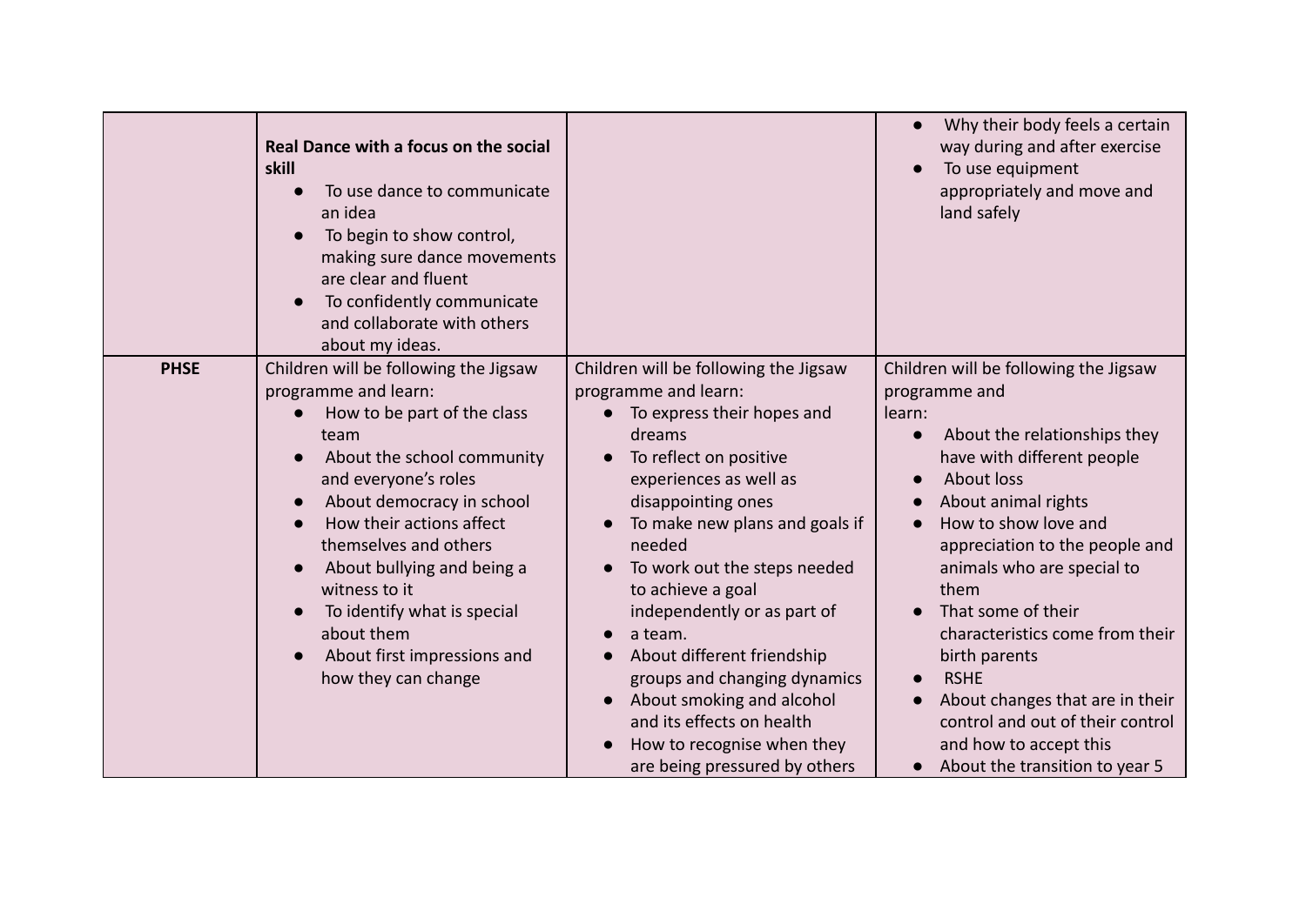| | | | |
|---|---|---|---|
| | **Real Dance with a focus on the social skill**<br>● To use dance to communicate an idea<br>● To begin to show control, making sure dance movements are clear and fluent<br>● To confidently communicate and collaborate with others about my ideas. | | ● Why their body feels a certain way during and after exercise<br>● To use equipment appropriately and move and land safely |
| **PHSE** | Children will be following the Jigsaw programme and learn:<br>● How to be part of the class team<br>● About the school community and everyone's roles<br>● About democracy in school<br>● How their actions affect themselves and others<br>● About bullying and being a witness to it<br>● To identify what is special about them<br>● About first impressions and how they can change | Children will be following the Jigsaw programme and learn:<br>● To express their hopes and dreams<br>● To reflect on positive experiences as well as disappointing ones<br>● To make new plans and goals if needed<br>● To work out the steps needed to achieve a goal independently or as part of<br>● a team.<br>● About different friendship groups and changing dynamics<br>● About smoking and alcohol and its effects on health<br>● How to recognise when they are being pressured by others | Children will be following the Jigsaw programme and learn:<br>● About the relationships they have with different people<br>● About loss<br>● About animal rights<br>● How to show love and appreciation to the people and animals who are special to them<br>● That some of their characteristics come from their birth parents<br>● RSHE<br>● About changes that are in their control and out of their control and how to accept this<br>● About the transition to year 5 |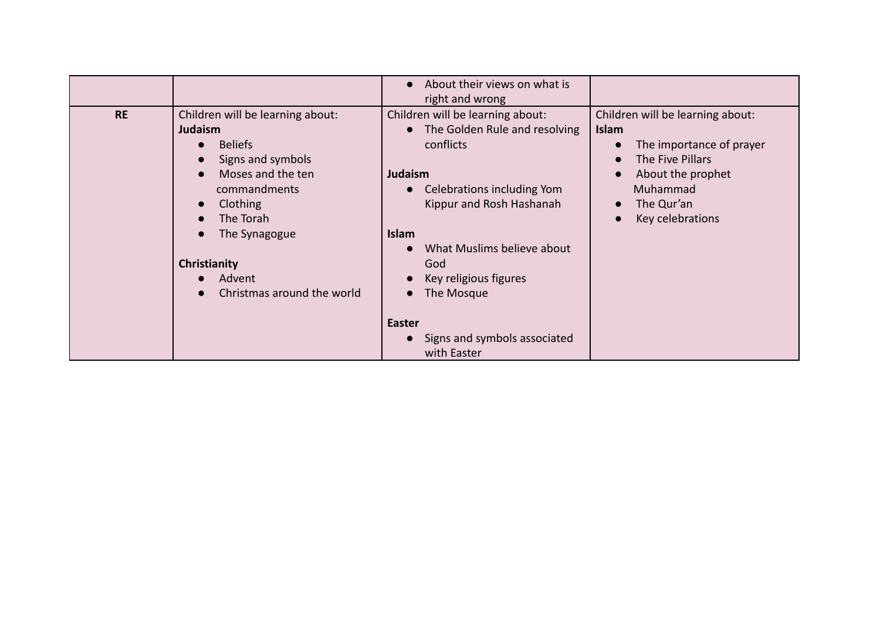| | | | |
|---|---|---|---|
| | | ● About their views on what is right and wrong | |
| **RE** | Children will be learning about:<br>**Judaism**<br>● Beliefs<br>● Signs and symbols<br>● Moses and the ten commandments<br>● Clothing<br>● The Torah<br>● The Synagogue<br><br>**Christianity**<br>● Advent<br>● Christmas around the world | Children will be learning about:<br>● The Golden Rule and resolving conflicts<br><br>**Judaism**<br>● Celebrations including Yom Kippur and Rosh Hashanah<br><br>**Islam**<br>● What Muslims believe about God<br>● Key religious figures<br>● The Mosque<br><br>**Easter**<br>● Signs and symbols associated with Easter | Children will be learning about:<br>**Islam**<br>● The importance of prayer<br>● The Five Pillars<br>● About the prophet Muhammad<br>● The Qur'an<br>● Key celebrations |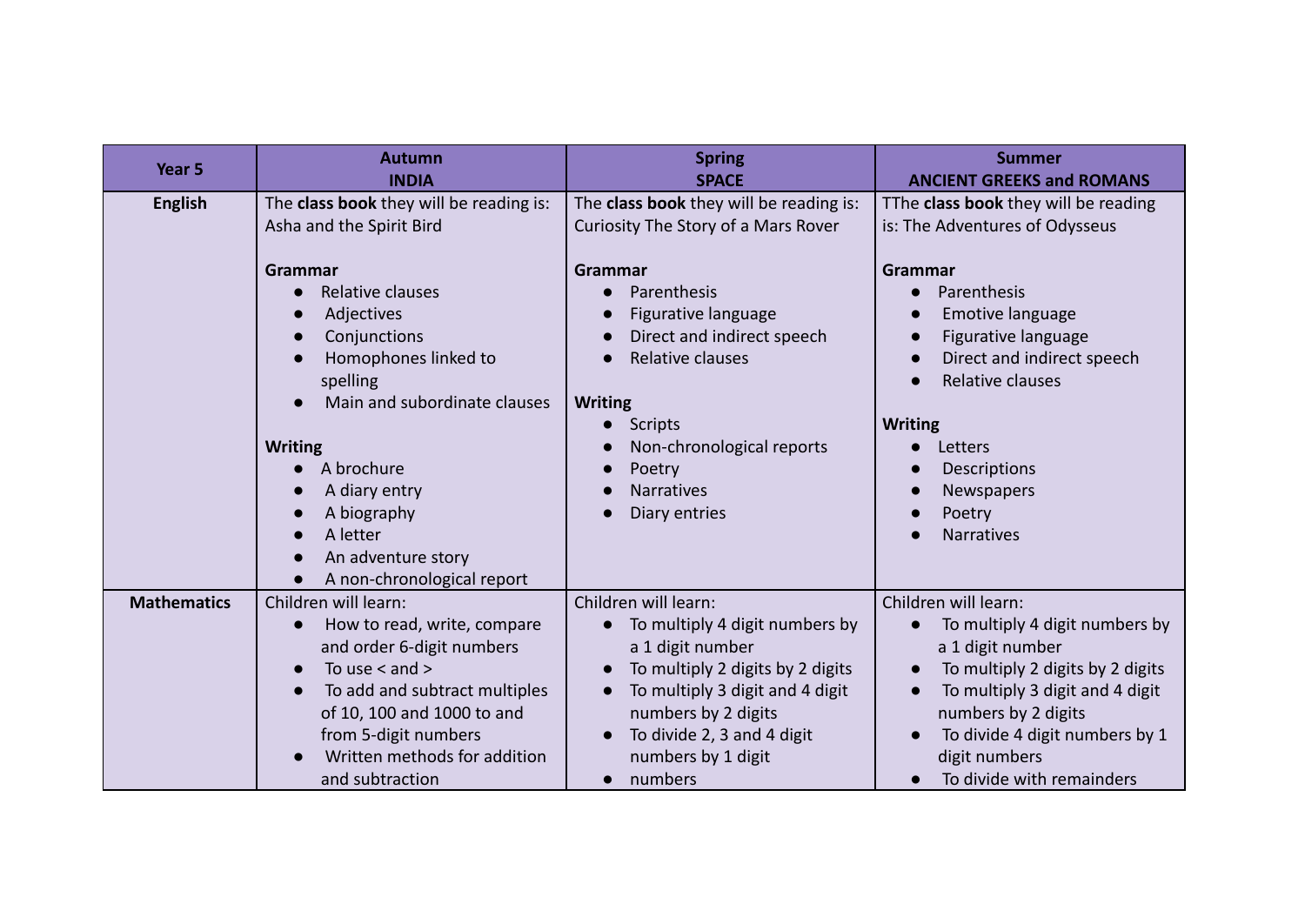| Year 5 | Autumn<br>**INDIA** | Spring<br>**SPACE** | Summer<br>**ANCIENT GREEKS and ROMANS** |
|---|---|---|---|
| **English** | The **class book** they will be reading is: Asha and the Spirit Bird<br><br>**Grammar**<br>● Relative clauses<br>● Adjectives<br>● Conjunctions<br>● Homophones linked to spelling<br>● Main and subordinate clauses<br><br>**Writing**<br>● A brochure<br>● A diary entry<br>● A biography<br>● A letter<br>● An adventure story<br>● A non-chronological report | The **class book** they will be reading is: Curiosity The Story of a Mars Rover<br><br>**Grammar**<br>● Parenthesis<br>● Figurative language<br>● Direct and indirect speech<br>● Relative clauses<br><br>**Writing**<br>● Scripts<br>● Non-chronological reports<br>● Poetry<br>● Narratives<br>● Diary entries | TThe **class book** they will be reading is: The Adventures of Odysseus<br><br>**Grammar**<br>● Parenthesis<br>● Emotive language<br>● Figurative language<br>● Direct and indirect speech<br>● Relative clauses<br><br>**Writing**<br>● Letters<br>● Descriptions<br>● Newspapers<br>● Poetry<br>● Narratives |
| **Mathematics** | Children will learn:<br>● How to read, write, compare and order 6-digit numbers<br>● To use < and ><br>● To add and subtract multiples of 10, 100 and 1000 to and from 5-digit numbers<br>● Written methods for addition and subtraction | Children will learn:<br>● To multiply 4 digit numbers by a 1 digit number<br>● To multiply 2 digits by 2 digits<br>● To multiply 3 digit and 4 digit numbers by 2 digits<br>● To divide 2, 3 and 4 digit numbers by 1 digit<br>● numbers | Children will learn:<br>● To multiply 4 digit numbers by a 1 digit number<br>● To multiply 2 digits by 2 digits<br>● To multiply 3 digit and 4 digit numbers by 2 digits<br>● To divide 4 digit numbers by 1 digit numbers<br>● To divide with remainders |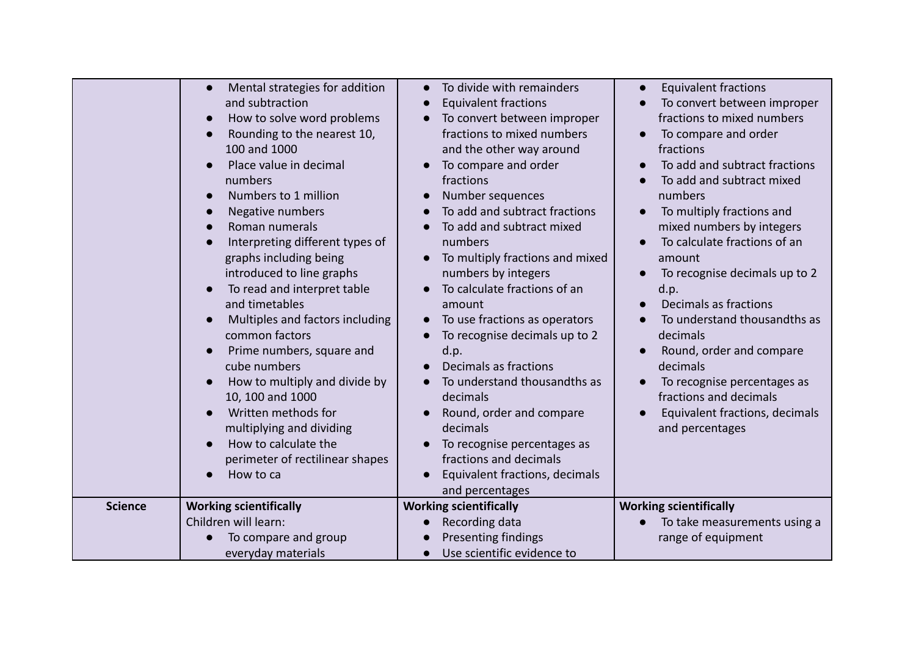| | | | |
|---|---|---|---|
| | • Mental strategies for addition and subtraction<br>• How to solve word problems<br>• Rounding to the nearest 10, 100 and 1000<br>• Place value in decimal numbers<br>• Numbers to 1 million<br>• Negative numbers<br>• Roman numerals<br>• Interpreting different types of graphs including being introduced to line graphs<br>• To read and interpret table and timetables<br>• Multiples and factors including common factors<br>• Prime numbers, square and cube numbers<br>• How to multiply and divide by 10, 100 and 1000<br>• Written methods for multiplying and dividing<br>• How to calculate the perimeter of rectilinear shapes<br>• How to ca | • To divide with remainders<br>• Equivalent fractions<br>• To convert between improper fractions to mixed numbers and the other way around<br>• To compare and order fractions<br>• Number sequences<br>• To add and subtract fractions<br>• To add and subtract mixed numbers<br>• To multiply fractions and mixed numbers by integers<br>• To calculate fractions of an amount<br>• To use fractions as operators<br>• To recognise decimals up to 2 d.p.<br>• Decimals as fractions<br>• To understand thousandths as decimals<br>• Round, order and compare decimals<br>• To recognise percentages as fractions and decimals<br>• Equivalent fractions, decimals and percentages | • Equivalent fractions<br>• To convert between improper fractions to mixed numbers<br>• To compare and order fractions<br>• To add and subtract fractions<br>• To add and subtract mixed numbers<br>• To multiply fractions and mixed numbers by integers<br>• To calculate fractions of an amount<br>• To recognise decimals up to 2 d.p.<br>• Decimals as fractions<br>• To understand thousandths as decimals<br>• Round, order and compare decimals<br>• To recognise percentages as fractions and decimals<br>• Equivalent fractions, decimals and percentages |
| **Science** | **Working scientifically**<br>Children will learn:<br>• To compare and group everyday materials | **Working scientifically**<br>• Recording data<br>• Presenting findings<br>• Use scientific evidence to | **Working scientifically**<br>• To take measurements using a range of equipment |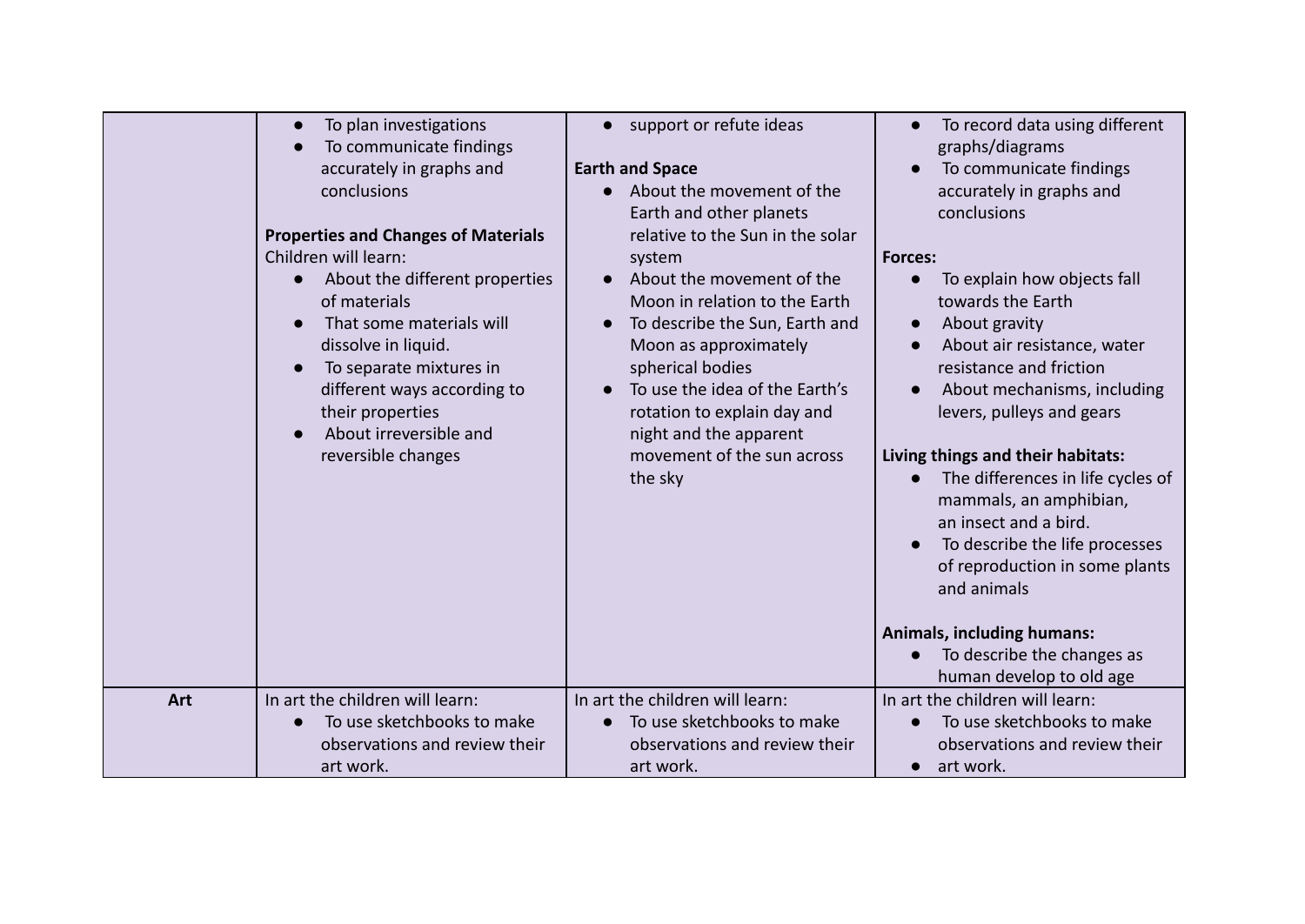| | | | |
|---|---|---|---|
| | <ul><li>To plan investigations</li><li>To communicate findings accurately in graphs and conclusions</li></ul>**Properties and Changes of Materials**<br>Children will learn:<ul><li>About the different properties of materials</li><li>That some materials will dissolve in liquid.</li><li>To separate mixtures in different ways according to their properties</li><li>About irreversible and reversible changes</li></ul> | <ul><li>support or refute ideas</li></ul>**Earth and Space**<ul><li>About the movement of the Earth and other planets relative to the Sun in the solar system</li><li>About the movement of the Moon in relation to the Earth</li><li>To describe the Sun, Earth and Moon as approximately spherical bodies</li><li>To use the idea of the Earth's rotation to explain day and night and the apparent movement of the sun across the sky</li></ul> | <ul><li>To record data using different graphs/diagrams</li><li>To communicate findings accurately in graphs and conclusions</li></ul>**Forces:**<ul><li>To explain how objects fall towards the Earth</li><li>About gravity</li><li>About air resistance, water resistance and friction</li><li>About mechanisms, including levers, pulleys and gears</li></ul>**Living things and their habitats:**<ul><li>The differences in life cycles of mammals, an amphibian, an insect and a bird.</li><li>To describe the life processes of reproduction in some plants and animals</li></ul>**Animals, including humans:**<ul><li>To describe the changes as human develop to old age</li></ul> |
| **Art** | In art the children will learn:<ul><li>To use sketchbooks to make observations and review their art work.</li></ul> | In art the children will learn:<ul><li>To use sketchbooks to make observations and review their art work.</li></ul> | In art the children will learn:<ul><li>To use sketchbooks to make observations and review their</li><li>art work.</li></ul> |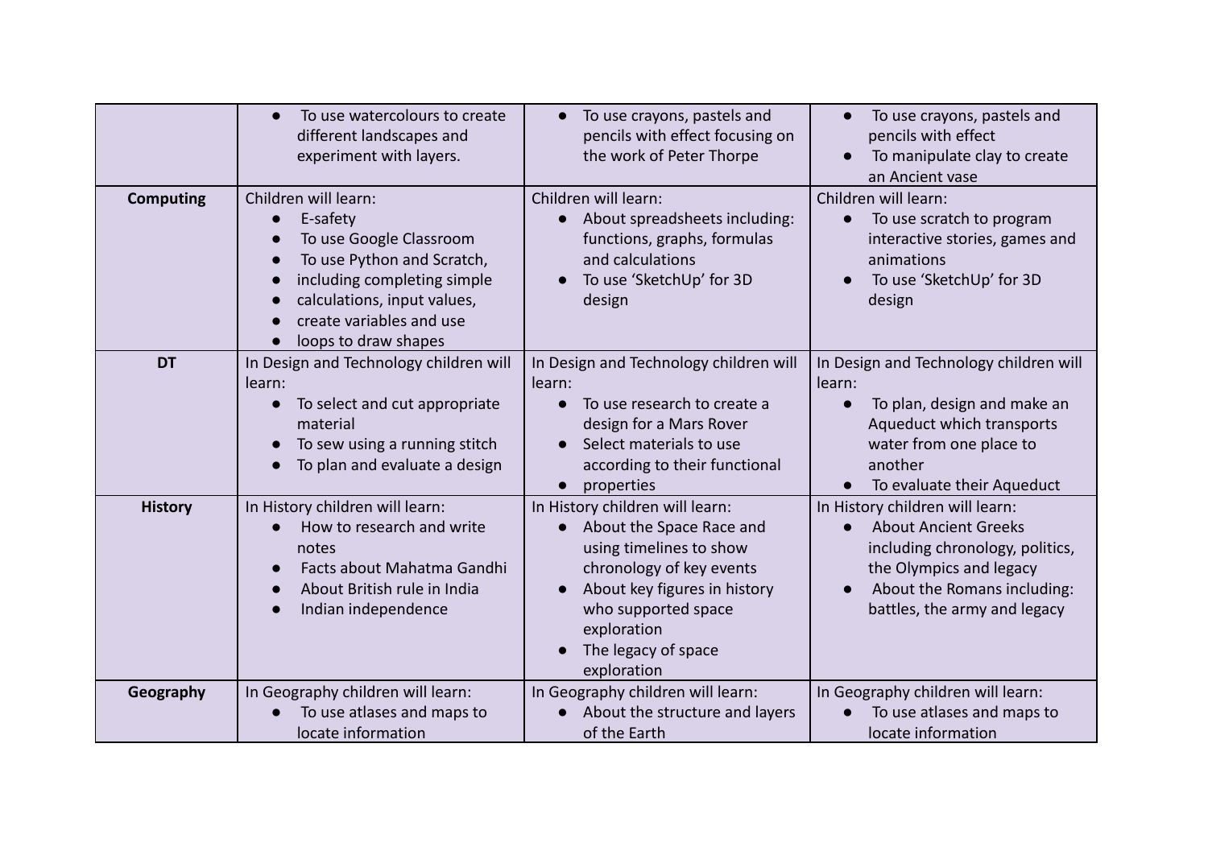| | | | |
|---|---|---|---|
| | • To use watercolours to create different landscapes and experiment with layers. | • To use crayons, pastels and pencils with effect focusing on the work of Peter Thorpe | • To use crayons, pastels and pencils with effect<br>• To manipulate clay to create an Ancient vase |
| **Computing** | Children will learn:<br>• E-safety<br>• To use Google Classroom<br>• To use Python and Scratch,<br>• including completing simple<br>• calculations, input values,<br>• create variables and use<br>• loops to draw shapes | Children will learn:<br>• About spreadsheets including: functions, graphs, formulas and calculations<br>• To use 'SketchUp' for 3D design | Children will learn:<br>• To use scratch to program interactive stories, games and animations<br>• To use 'SketchUp' for 3D design |
| **DT** | In Design and Technology children will learn:<br>• To select and cut appropriate material<br>• To sew using a running stitch<br>• To plan and evaluate a design | In Design and Technology children will learn:<br>• To use research to create a design for a Mars Rover<br>• Select materials to use according to their functional<br>• properties | In Design and Technology children will learn:<br>• To plan, design and make an Aqueduct which transports water from one place to another<br>• To evaluate their Aqueduct |
| **History** | In History children will learn:<br>• How to research and write notes<br>• Facts about Mahatma Gandhi<br>• About British rule in India<br>• Indian independence | In History children will learn:<br>• About the Space Race and using timelines to show chronology of key events<br>• About key figures in history who supported space exploration<br>• The legacy of space exploration | In History children will learn:<br>• About Ancient Greeks including chronology, politics, the Olympics and legacy<br>• About the Romans including: battles, the army and legacy |
| **Geography** | In Geography children will learn:<br>• To use atlases and maps to locate information | In Geography children will learn:<br>• About the structure and layers of the Earth | In Geography children will learn:<br>• To use atlases and maps to locate information |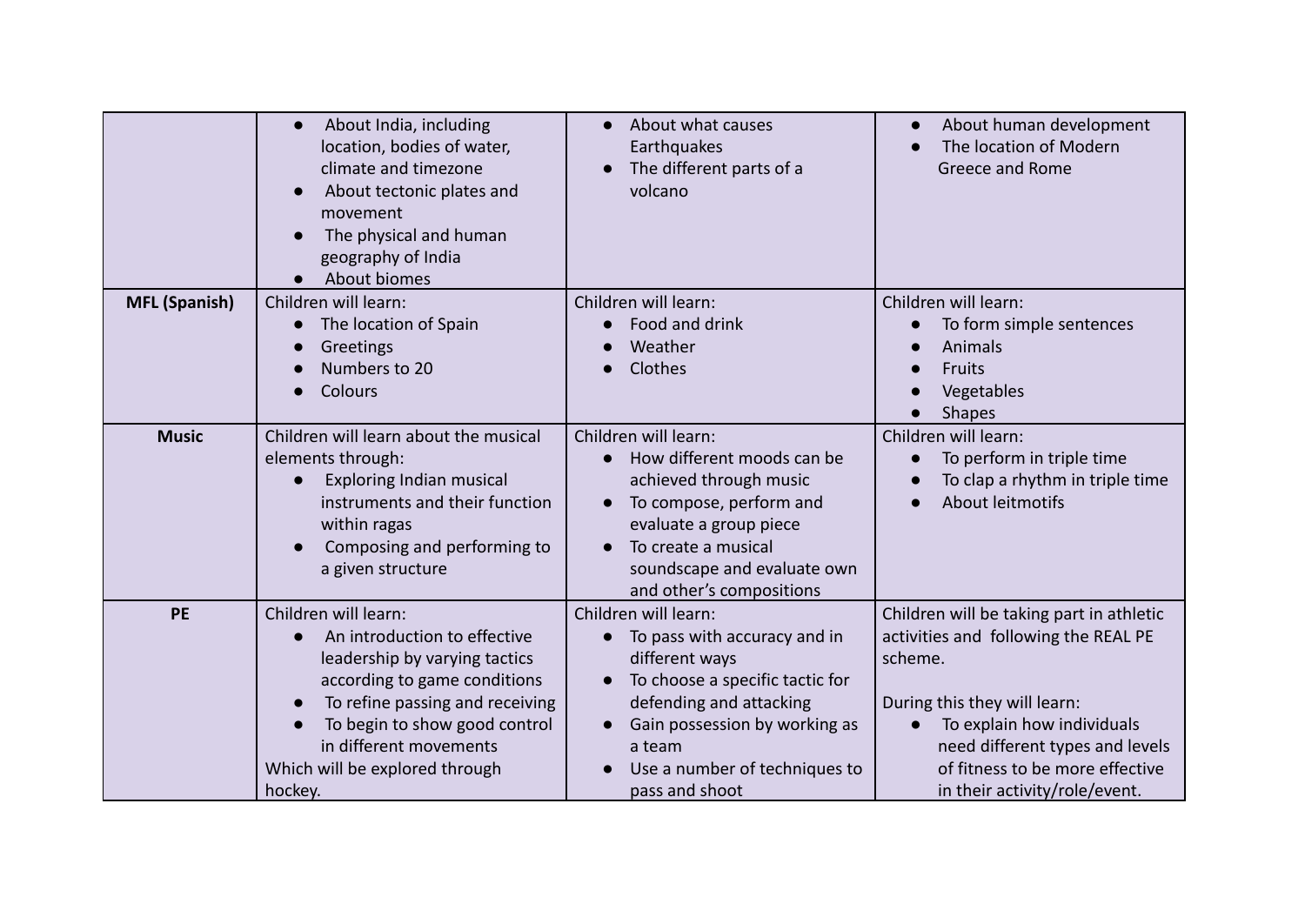| | | | |
|---|---|---|---|
| | • About India, including location, bodies of water, climate and timezone<br>• About tectonic plates and movement<br>• The physical and human geography of India<br>• About biomes | • About what causes Earthquakes<br>• The different parts of a volcano | • About human development<br>• The location of Modern Greece and Rome |
| **MFL (Spanish)** | Children will learn:<br>• The location of Spain<br>• Greetings<br>• Numbers to 20<br>• Colours | Children will learn:<br>• Food and drink<br>• Weather<br>• Clothes | Children will learn:<br>• To form simple sentences<br>• Animals<br>• Fruits<br>• Vegetables<br>• Shapes |
| **Music** | Children will learn about the musical elements through:<br>• Exploring Indian musical instruments and their function within ragas<br>• Composing and performing to a given structure | Children will learn:<br>• How different moods can be achieved through music<br>• To compose, perform and evaluate a group piece<br>• To create a musical soundscape and evaluate own and other's compositions | Children will learn:<br>• To perform in triple time<br>• To clap a rhythm in triple time<br>• About leitmotifs |
| **PE** | Children will learn:<br>• An introduction to effective leadership by varying tactics according to game conditions<br>• To refine passing and receiving<br>• To begin to show good control in different movements<br>Which will be explored through hockey. | Children will learn:<br>• To pass with accuracy and in different ways<br>• To choose a specific tactic for defending and attacking<br>• Gain possession by working as a team<br>• Use a number of techniques to pass and shoot | Children will be taking part in athletic activities and following the REAL PE scheme.<br><br>During this they will learn:<br>• To explain how individuals need different types and levels of fitness to be more effective in their activity/role/event. |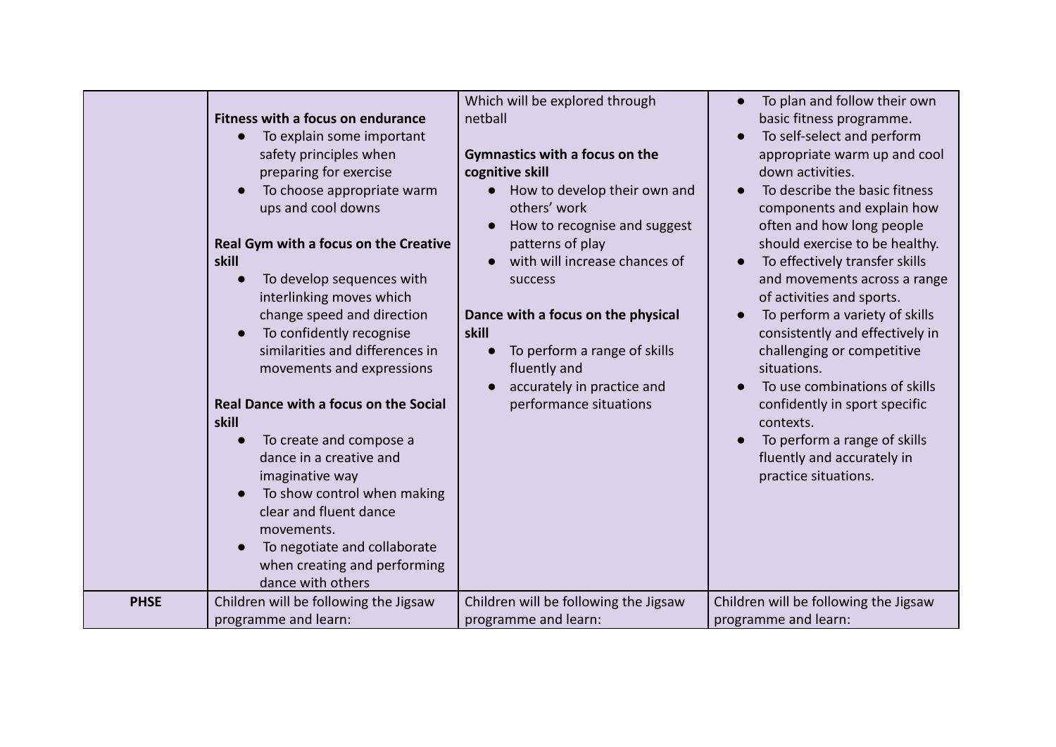| | | | |
|---|---|---|---|
| | **Fitness with a focus on endurance**<br>● To explain some important safety principles when preparing for exercise<br>● To choose appropriate warm ups and cool downs<br><br>**Real Gym with a focus on the Creative skill**<br>● To develop sequences with interlinking moves which change speed and direction<br>● To confidently recognise similarities and differences in movements and expressions<br><br>**Real Dance with a focus on the Social skill**<br>● To create and compose a dance in a creative and imaginative way<br>● To show control when making clear and fluent dance movements.<br>● To negotiate and collaborate when creating and performing dance with others | Which will be explored through netball<br><br>**Gymnastics with a focus on the cognitive skill**<br>● How to develop their own and others' work<br>● How to recognise and suggest patterns of play<br>● with will increase chances of success<br><br>**Dance with a focus on the physical skill**<br>● To perform a range of skills fluently and<br>● accurately in practice and performance situations | ● To plan and follow their own basic fitness programme.<br>● To self-select and perform appropriate warm up and cool down activities.<br>● To describe the basic fitness components and explain how often and how long people should exercise to be healthy.<br>● To effectively transfer skills and movements across a range of activities and sports.<br>● To perform a variety of skills consistently and effectively in challenging or competitive situations.<br>● To use combinations of skills confidently in sport specific contexts.<br>● To perform a range of skills fluently and accurately in practice situations. |
| **PHSE** | Children will be following the Jigsaw programme and learn: | Children will be following the Jigsaw programme and learn: | Children will be following the Jigsaw programme and learn: |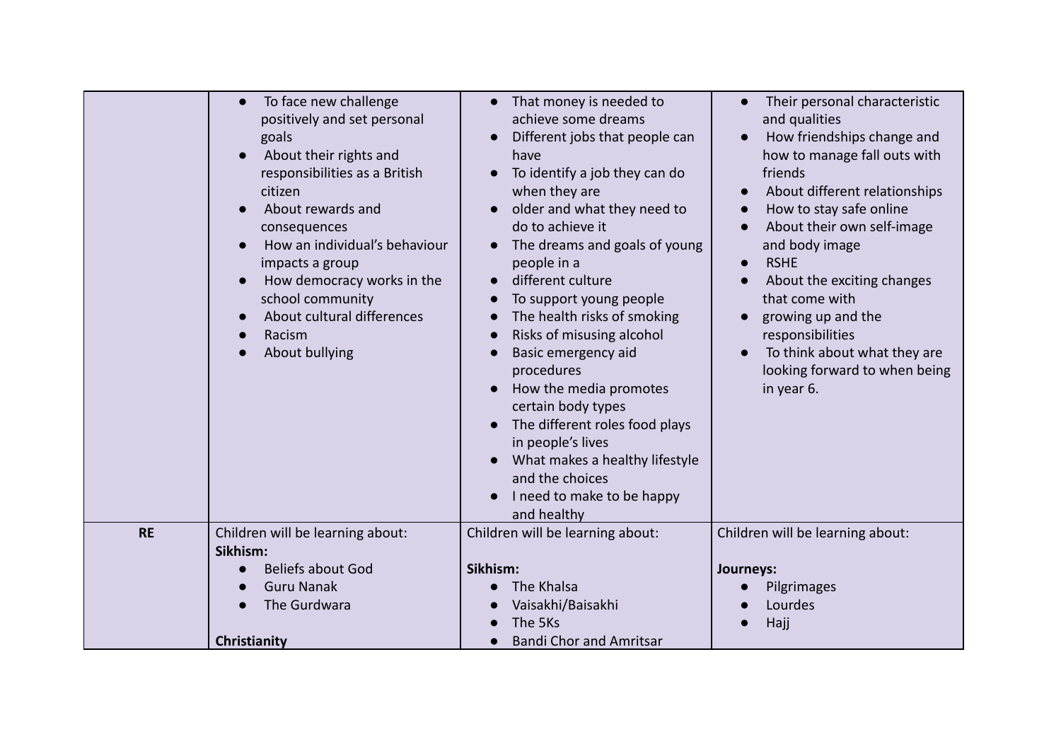| | | | |
|---|---|---|---|
| | • To face new challenge positively and set personal goals<br>• About their rights and responsibilities as a British citizen<br>• About rewards and consequences<br>• How an individual's behaviour impacts a group<br>• How democracy works in the school community<br>• About cultural differences<br>• Racism<br>• About bullying | • That money is needed to achieve some dreams<br>• Different jobs that people can have<br>• To identify a job they can do when they are<br>• older and what they need to do to achieve it<br>• The dreams and goals of young people in a<br>• different culture<br>• To support young people<br>• The health risks of smoking<br>• Risks of misusing alcohol<br>• Basic emergency aid procedures<br>• How the media promotes certain body types<br>• The different roles food plays in people's lives<br>• What makes a healthy lifestyle and the choices<br>• I need to make to be happy and healthy | • Their personal characteristic and qualities<br>• How friendships change and how to manage fall outs with friends<br>• About different relationships<br>• How to stay safe online<br>• About their own self-image and body image<br>• RSHE<br>• About the exciting changes that come with<br>• growing up and the responsibilities<br>• To think about what they are looking forward to when being in year 6. |
| **RE** | Children will be learning about:<br>**Sikhism:**<br>• Beliefs about God<br>• Guru Nanak<br>• The Gurdwara<br><br>**Christianity** | Children will be learning about:<br><br>**Sikhism:**<br>• The Khalsa<br>• Vaisakhi/Baisakhi<br>• The 5Ks<br>• Bandi Chor and Amritsar | Children will be learning about:<br><br>**Journeys:**<br>• Pilgrimages<br>• Lourdes<br>• Hajj |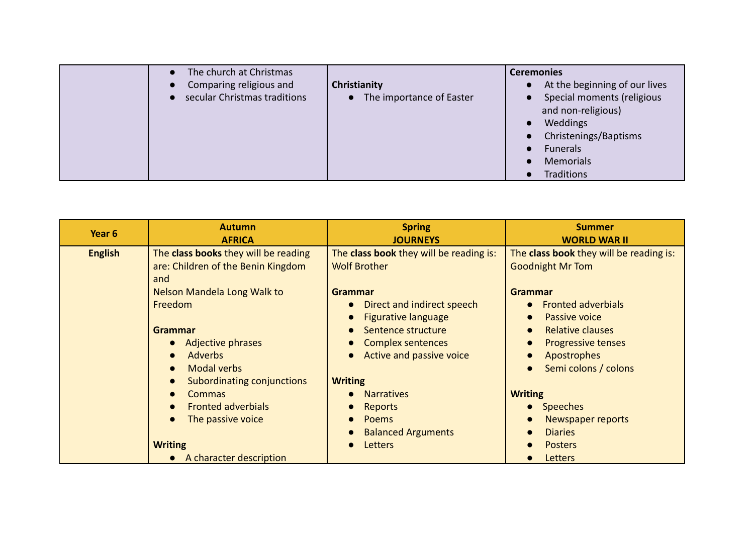| | | | |
|---|---|---|---|
| | • The church at Christmas<br>• Comparing religious and<br>• secular Christmas traditions | **Christianity**<br>• The importance of Easter | **Ceremonies**<br>• At the beginning of our lives<br>• Special moments (religious and non-religious)<br>• Weddings<br>• Christenings/Baptisms<br>• Funerals<br>• Memorials<br>• Traditions |

| Year 6 | Autumn<br>AFRICA | Spring<br>JOURNEYS | Summer<br>WORLD WAR II |
|---|---|---|---|
| **English** | The **class books** they will be reading are: Children of the Benin Kingdom and<br>Nelson Mandela Long Walk to Freedom<br><br>**Grammar**<br>• Adjective phrases<br>• Adverbs<br>• Modal verbs<br>• Subordinating conjunctions<br>• Commas<br>• Fronted adverbials<br>• The passive voice<br><br>**Writing**<br>• A character description | The **class book** they will be reading is: Wolf Brother<br><br>**Grammar**<br>• Direct and indirect speech<br>• Figurative language<br>• Sentence structure<br>• Complex sentences<br>• Active and passive voice<br><br>**Writing**<br>• Narratives<br>• Reports<br>• Poems<br>• Balanced Arguments<br>• Letters | The **class book** they will be reading is: Goodnight Mr Tom<br><br>**Grammar**<br>• Fronted adverbials<br>• Passive voice<br>• Relative clauses<br>• Progressive tenses<br>• Apostrophes<br>• Semi colons / colons<br><br>**Writing**<br>• Speeches<br>• Newspaper reports<br>• Diaries<br>• Posters<br>• Letters |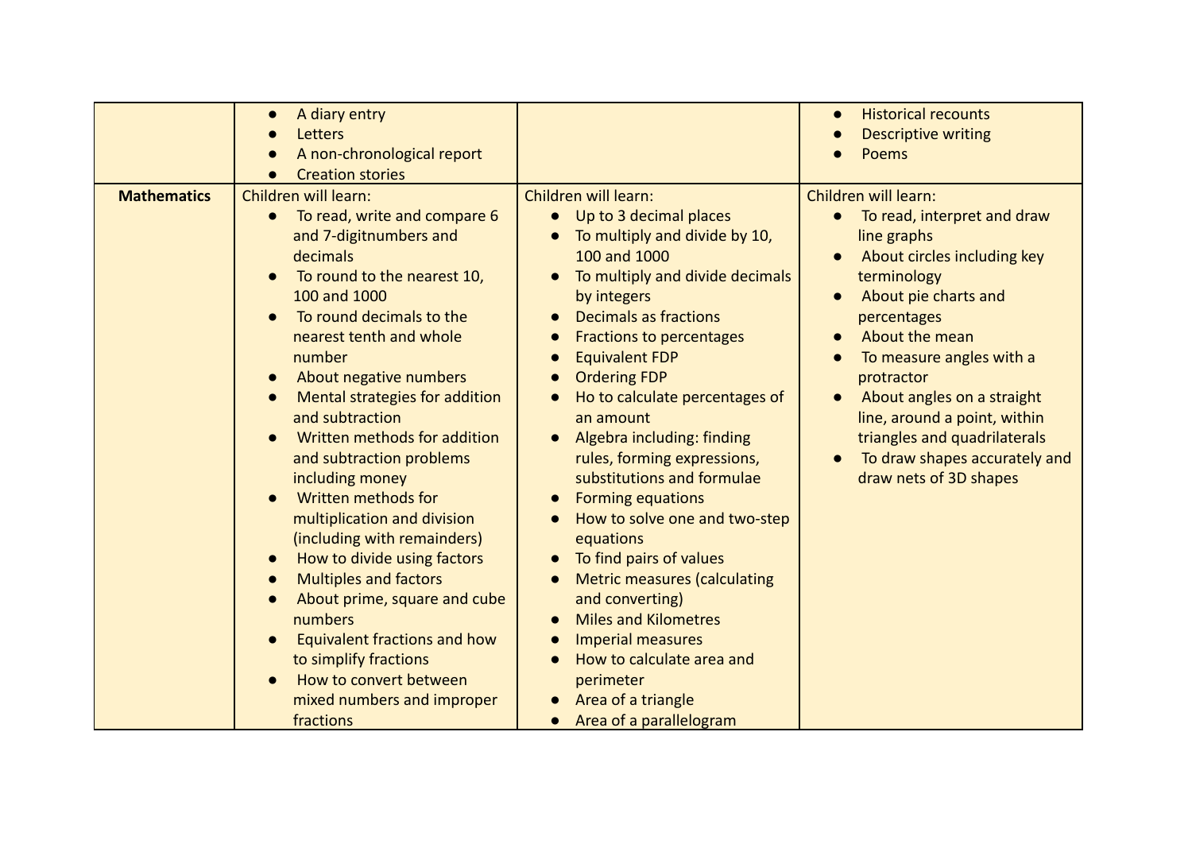| | | | |
|---|---|---|---|
| | • A diary entry<br>• Letters<br>• A non-chronological report<br>• Creation stories | | • Historical recounts<br>• Descriptive writing<br>• Poems |
| **Mathematics** | Children will learn:<br>• To read, write and compare 6 and 7-digitnumbers and decimals<br>• To round to the nearest 10, 100 and 1000<br>• To round decimals to the nearest tenth and whole number<br>• About negative numbers<br>• Mental strategies for addition and subtraction<br>• Written methods for addition and subtraction problems including money<br>• Written methods for multiplication and division (including with remainders)<br>• How to divide using factors<br>• Multiples and factors<br>• About prime, square and cube numbers<br>• Equivalent fractions and how to simplify fractions<br>• How to convert between mixed numbers and improper fractions | Children will learn:<br>• Up to 3 decimal places<br>• To multiply and divide by 10, 100 and 1000<br>• To multiply and divide decimals by integers<br>• Decimals as fractions<br>• Fractions to percentages<br>• Equivalent FDP<br>• Ordering FDP<br>• Ho to calculate percentages of an amount<br>• Algebra including: finding rules, forming expressions, substitutions and formulae<br>• Forming equations<br>• How to solve one and two-step equations<br>• To find pairs of values<br>• Metric measures (calculating and converting)<br>• Miles and Kilometres<br>• Imperial measures<br>• How to calculate area and perimeter<br>• Area of a triangle<br>• Area of a parallelogram | Children will learn:<br>• To read, interpret and draw line graphs<br>• About circles including key terminology<br>• About pie charts and percentages<br>• About the mean<br>• To measure angles with a protractor<br>• About angles on a straight line, around a point, within triangles and quadrilaterals<br>• To draw shapes accurately and draw nets of 3D shapes |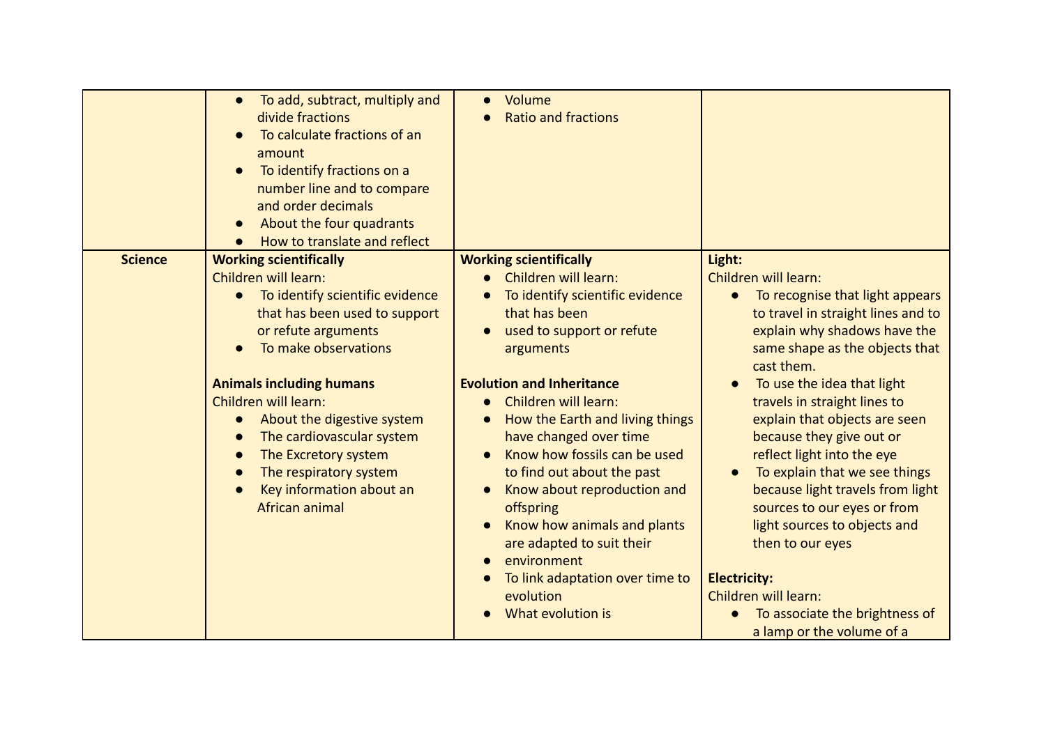|  |  |  |  |
|---|---|---|---|
|  | • To add, subtract, multiply and divide fractions<br>• To calculate fractions of an amount<br>• To identify fractions on a number line and to compare and order decimals<br>• About the four quadrants<br>• How to translate and reflect | • Volume<br>• Ratio and fractions |  |
| **Science** | **Working scientifically**<br>Children will learn:<br>• To identify scientific evidence that has been used to support or refute arguments<br>• To make observations<br><br>**Animals including humans**<br>Children will learn:<br>• About the digestive system<br>• The cardiovascular system<br>• The Excretory system<br>• The respiratory system<br>• Key information about an African animal | **Working scientifically**<br>• Children will learn:<br>• To identify scientific evidence that has been<br>• used to support or refute arguments<br><br>**Evolution and Inheritance**<br>• Children will learn:<br>• How the Earth and living things have changed over time<br>• Know how fossils can be used to find out about the past<br>• Know about reproduction and offspring<br>• Know how animals and plants are adapted to suit their<br>• environment<br>• To link adaptation over time to evolution<br>• What evolution is | **Light:**<br>Children will learn:<br>• To recognise that light appears to travel in straight lines and to explain why shadows have the same shape as the objects that cast them.<br>• To use the idea that light travels in straight lines to explain that objects are seen because they give out or reflect light into the eye<br>• To explain that we see things because light travels from light sources to our eyes or from light sources to objects and then to our eyes<br><br>**Electricity:**<br>Children will learn:<br>• To associate the brightness of a lamp or the volume of a |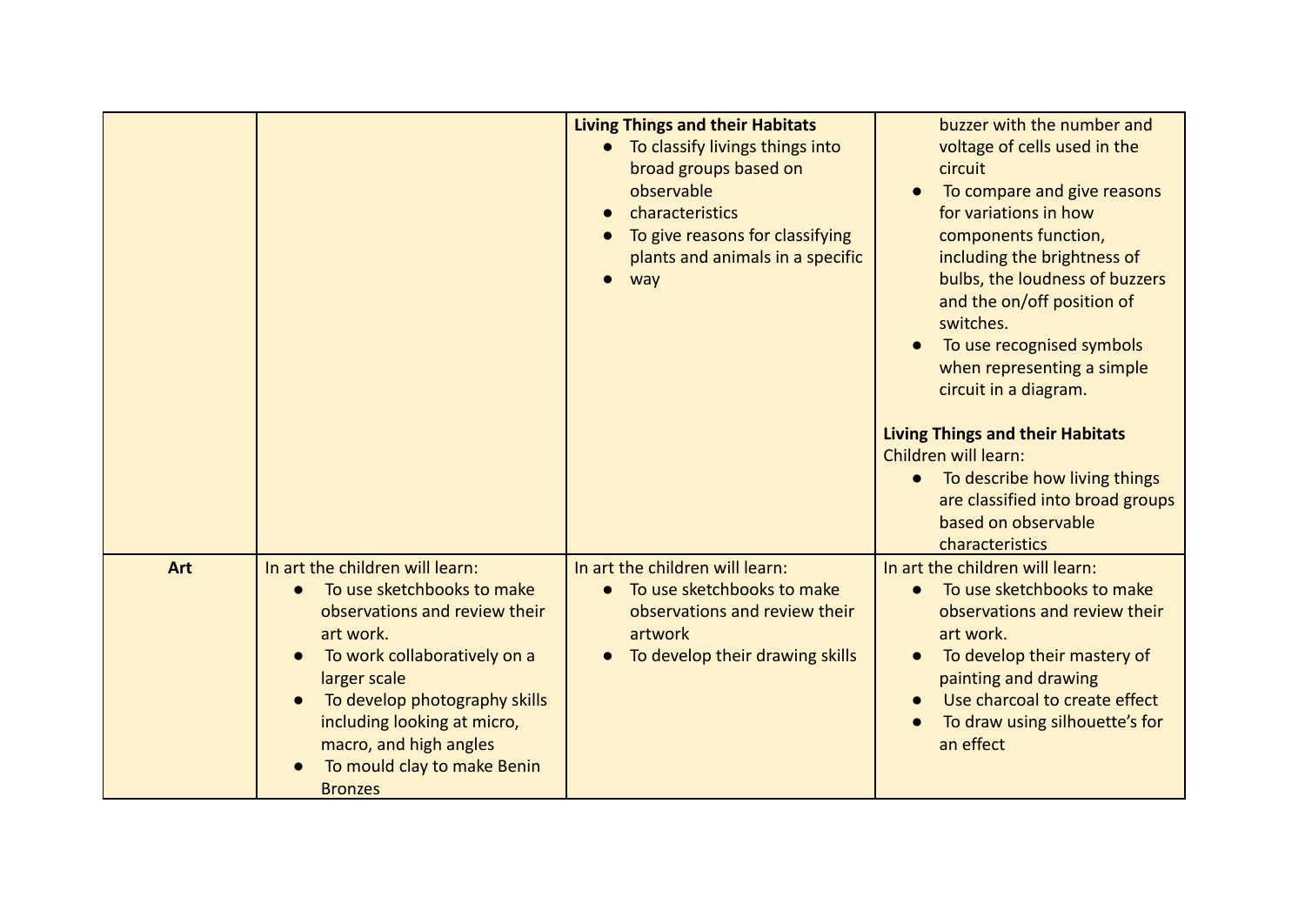| | | | |
|---|---|---|---|
| | | **Living Things and their Habitats**<br>● To classify livings things into broad groups based on observable<br>● characteristics<br>● To give reasons for classifying plants and animals in a specific<br>● way | buzzer with the number and voltage of cells used in the circuit<br>● To compare and give reasons for variations in how components function, including the brightness of bulbs, the loudness of buzzers and the on/off position of switches.<br>● To use recognised symbols when representing a simple circuit in a diagram.<br><br>**Living Things and their Habitats**<br>Children will learn:<br>● To describe how living things are classified into broad groups based on observable characteristics |
| **Art** | In art the children will learn:<br>● To use sketchbooks to make observations and review their art work.<br>● To work collaboratively on a larger scale<br>● To develop photography skills including looking at micro, macro, and high angles<br>● To mould clay to make Benin Bronzes | In art the children will learn:<br>● To use sketchbooks to make observations and review their artwork<br>● To develop their drawing skills | In art the children will learn:<br>● To use sketchbooks to make observations and review their art work.<br>● To develop their mastery of painting and drawing<br>● Use charcoal to create effect<br>● To draw using silhouette's for an effect |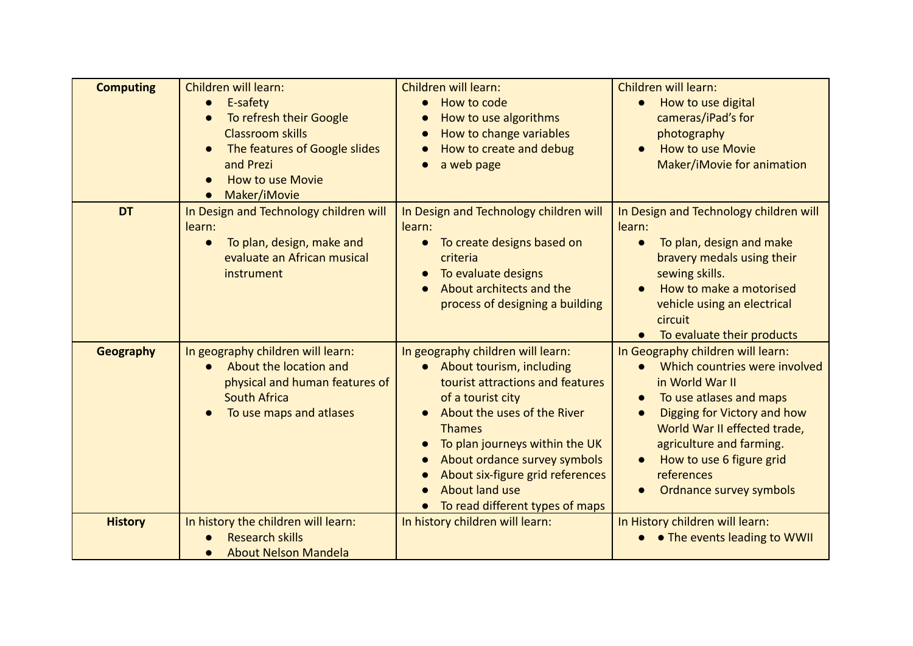| **Computing** | Children will learn:<br>● E-safety<br>● To refresh their Google Classroom skills<br>● The features of Google slides and Prezi<br>● How to use Movie<br>● Maker/iMovie | Children will learn:<br>● How to code<br>● How to use algorithms<br>● How to change variables<br>● How to create and debug<br>● a web page | Children will learn:<br>● How to use digital cameras/iPad's for photography<br>● How to use Movie Maker/iMovie for animation |
|---|---|---|---|
| **DT** | In Design and Technology children will learn:<br>● To plan, design, make and evaluate an African musical instrument | In Design and Technology children will learn:<br>● To create designs based on criteria<br>● To evaluate designs<br>● About architects and the process of designing a building | In Design and Technology children will learn:<br>● To plan, design and make bravery medals using their sewing skills.<br>● How to make a motorised vehicle using an electrical circuit<br>● To evaluate their products |
| **Geography** | In geography children will learn:<br>● About the location and physical and human features of South Africa<br>● To use maps and atlases | In geography children will learn:<br>● About tourism, including tourist attractions and features of a tourist city<br>● About the uses of the River Thames<br>● To plan journeys within the UK<br>● About ordance survey symbols<br>● About six-figure grid references<br>● About land use<br>● To read different types of maps | In Geography children will learn:<br>● Which countries were involved in World War II<br>● To use atlases and maps<br>● Digging for Victory and how World War II effected trade, agriculture and farming.<br>● How to use 6 figure grid references<br>● Ordnance survey symbols |
| **History** | In history the children will learn:<br>● Research skills<br>● About Nelson Mandela | In history children will learn: | In History children will learn:<br>● ● The events leading to WWII |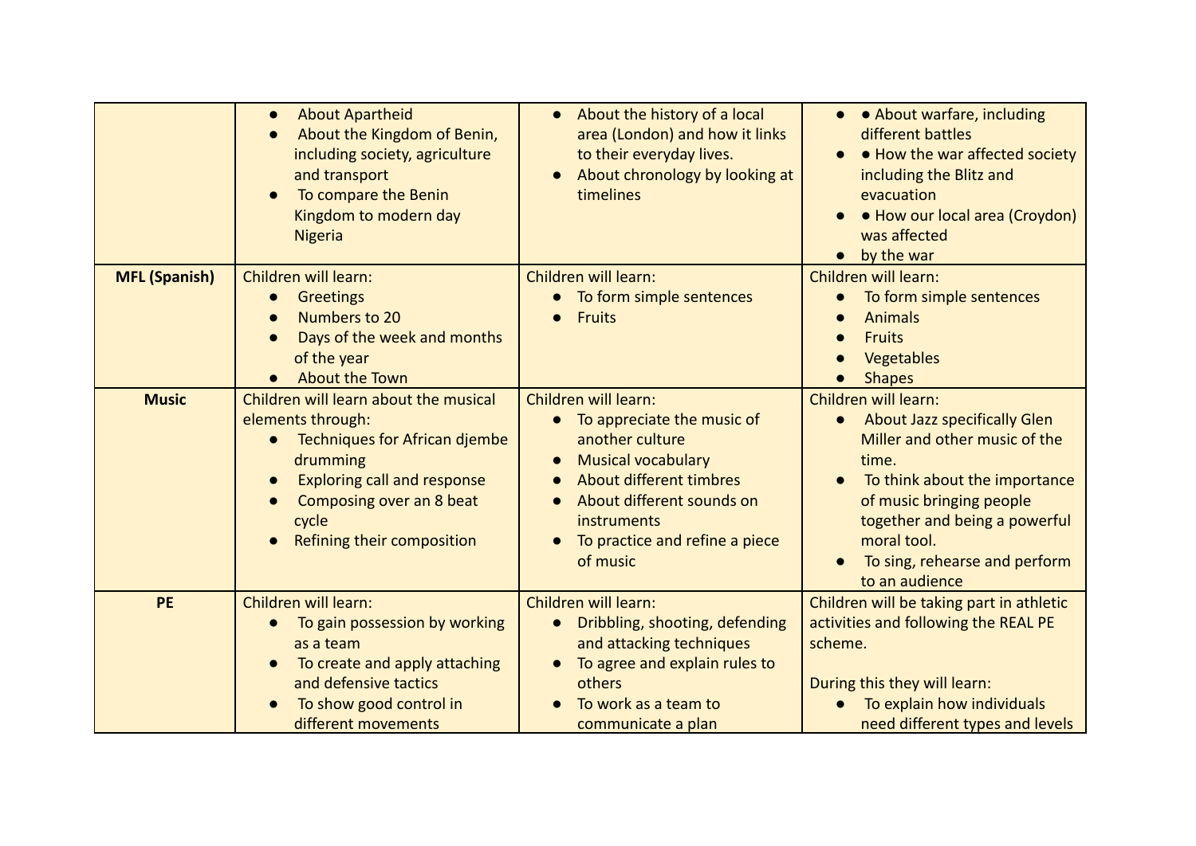| | | | |
|---|---|---|---|
| | • About Apartheid<br>• About the Kingdom of Benin, including society, agriculture and transport<br>• To compare the Benin Kingdom to modern day Nigeria | • About the history of a local area (London) and how it links to their everyday lives.<br>• About chronology by looking at timelines | • • About warfare, including different battles<br>• • How the war affected society including the Blitz and evacuation<br>• • How our local area (Croydon) was affected<br>• by the war |
| **MFL (Spanish)** | Children will learn:<br>• Greetings<br>• Numbers to 20<br>• Days of the week and months of the year<br>• About the Town | Children will learn:<br>• To form simple sentences<br>• Fruits | Children will learn:<br>• To form simple sentences<br>• Animals<br>• Fruits<br>• Vegetables<br>• Shapes |
| **Music** | Children will learn about the musical elements through:<br>• Techniques for African djembe drumming<br>• Exploring call and response<br>• Composing over an 8 beat cycle<br>• Refining their composition | Children will learn:<br>• To appreciate the music of another culture<br>• Musical vocabulary<br>• About different timbres<br>• About different sounds on instruments<br>• To practice and refine a piece of music | Children will learn:<br>• About Jazz specifically Glen Miller and other music of the time.<br>• To think about the importance of music bringing people together and being a powerful moral tool.<br>• To sing, rehearse and perform to an audience |
| **PE** | Children will learn:<br>• To gain possession by working as a team<br>• To create and apply attaching and defensive tactics<br>• To show good control in different movements | Children will learn:<br>• Dribbling, shooting, defending and attacking techniques<br>• To agree and explain rules to others<br>• To work as a team to communicate a plan | Children will be taking part in athletic activities and following the REAL PE scheme.<br><br>During this they will learn:<br>• To explain how individuals need different types and levels |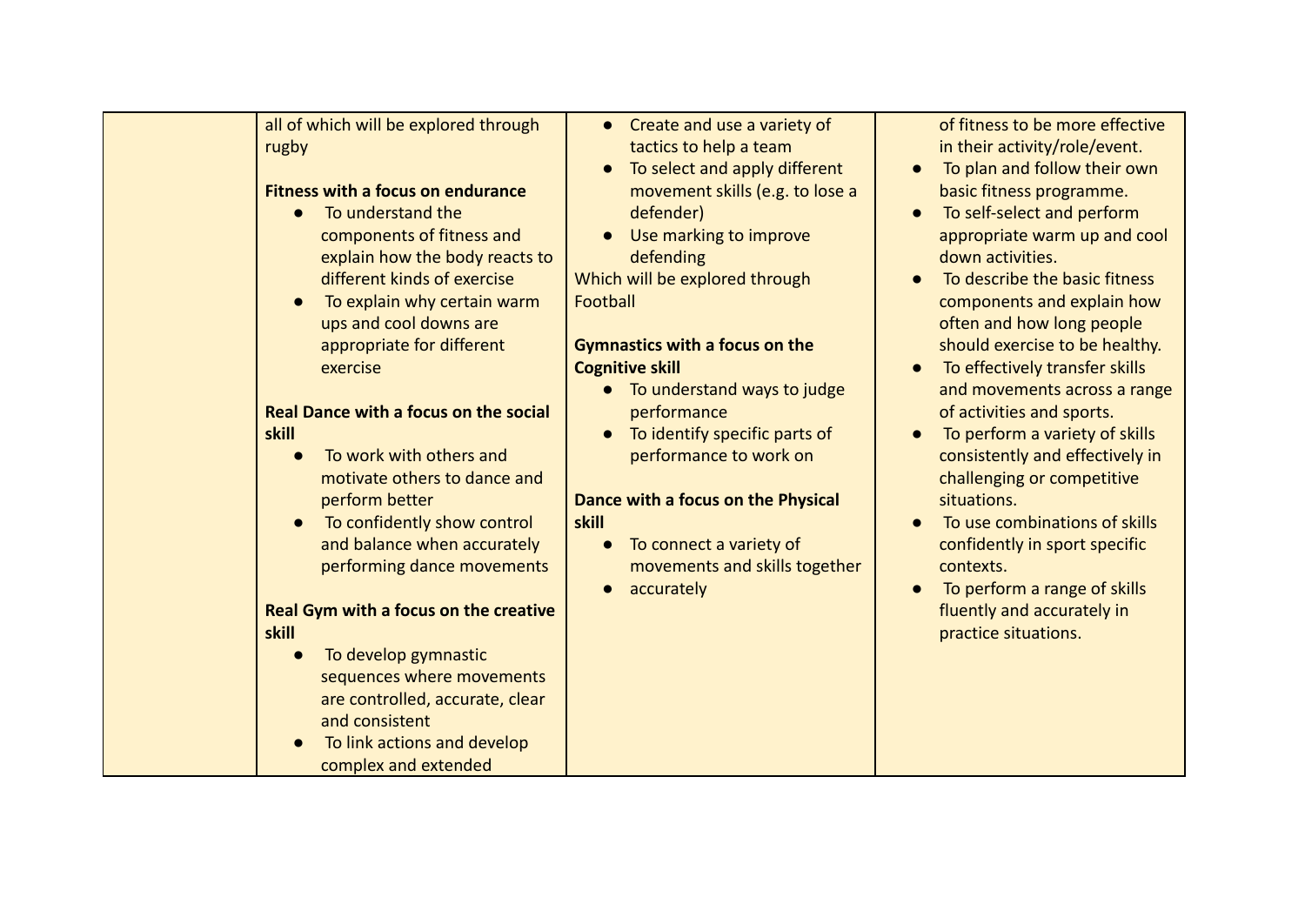|  | all of which will be explored through rugby<br><br>**Fitness with a focus on endurance**<br>● To understand the components of fitness and explain how the body reacts to different kinds of exercise<br>● To explain why certain warm ups and cool downs are appropriate for different exercise<br><br>**Real Dance with a focus on the social skill**<br>● To work with others and motivate others to dance and perform better<br>● To confidently show control and balance when accurately performing dance movements<br><br>**Real Gym with a focus on the creative skill**<br>● To develop gymnastic sequences where movements are controlled, accurate, clear and consistent<br>● To link actions and develop complex and extended | ● Create and use a variety of tactics to help a team<br>● To select and apply different movement skills (e.g. to lose a defender)<br>● Use marking to improve defending<br>Which will be explored through Football<br><br>**Gymnastics with a focus on the Cognitive skill**<br>● To understand ways to judge performance<br>● To identify specific parts of performance to work on<br><br>**Dance with a focus on the Physical skill**<br>● To connect a variety of movements and skills together<br>● accurately | of fitness to be more effective in their activity/role/event.<br>● To plan and follow their own basic fitness programme.<br>● To self-select and perform appropriate warm up and cool down activities.<br>● To describe the basic fitness components and explain how often and how long people should exercise to be healthy.<br>● To effectively transfer skills and movements across a range of activities and sports.<br>● To perform a variety of skills consistently and effectively in challenging or competitive situations.<br>● To use combinations of skills confidently in sport specific contexts.<br>● To perform a range of skills fluently and accurately in practice situations. |
|---|---|---|---|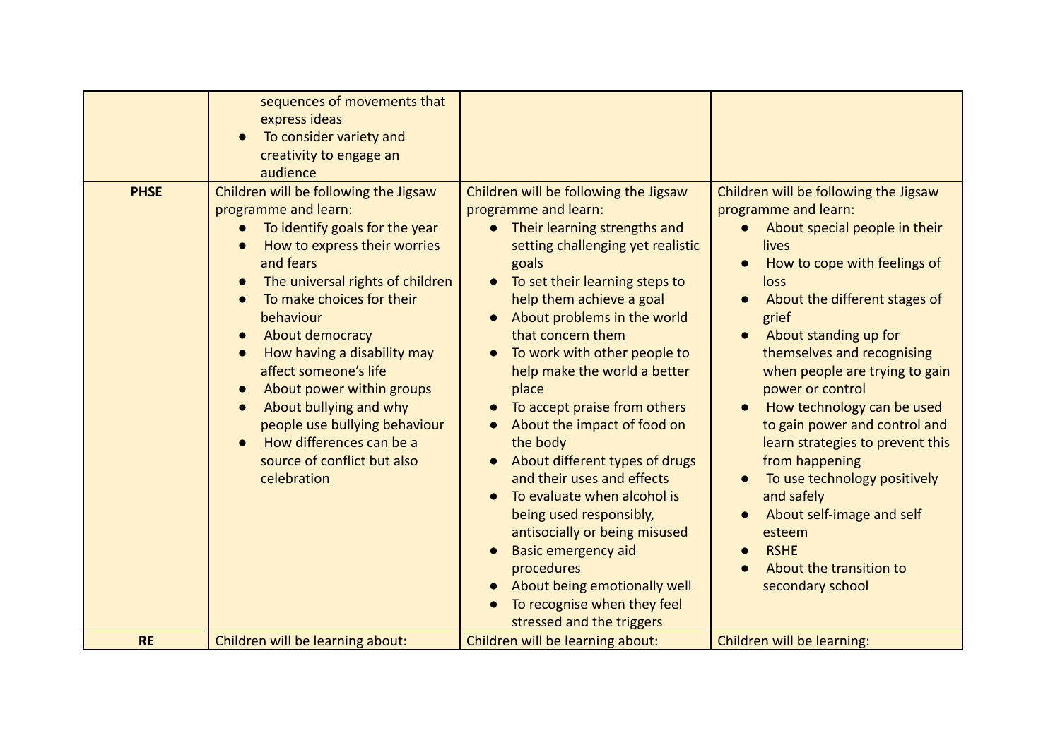| | | | |
|---|---|---|---|
| | sequences of movements that express ideas<br>● To consider variety and creativity to engage an audience | | |
| **PHSE** | Children will be following the Jigsaw programme and learn:<br>● To identify goals for the year<br>● How to express their worries and fears<br>● The universal rights of children<br>● To make choices for their behaviour<br>● About democracy<br>● How having a disability may affect someone's life<br>● About power within groups<br>● About bullying and why people use bullying behaviour<br>● How differences can be a source of conflict but also celebration | Children will be following the Jigsaw programme and learn:<br>● Their learning strengths and setting challenging yet realistic goals<br>● To set their learning steps to help them achieve a goal<br>● About problems in the world that concern them<br>● To work with other people to help make the world a better place<br>● To accept praise from others<br>● About the impact of food on the body<br>● About different types of drugs and their uses and effects<br>● To evaluate when alcohol is being used responsibly, antisocially or being misused<br>● Basic emergency aid procedures<br>● About being emotionally well<br>● To recognise when they feel stressed and the triggers | Children will be following the Jigsaw programme and learn:<br>● About special people in their lives<br>● How to cope with feelings of loss<br>● About the different stages of grief<br>● About standing up for themselves and recognising when people are trying to gain power or control<br>● How technology can be used to gain power and control and learn strategies to prevent this from happening<br>● To use technology positively and safely<br>● About self-image and self esteem<br>● RSHE<br>● About the transition to secondary school |
| **RE** | Children will be learning about: | Children will be learning about: | Children will be learning: |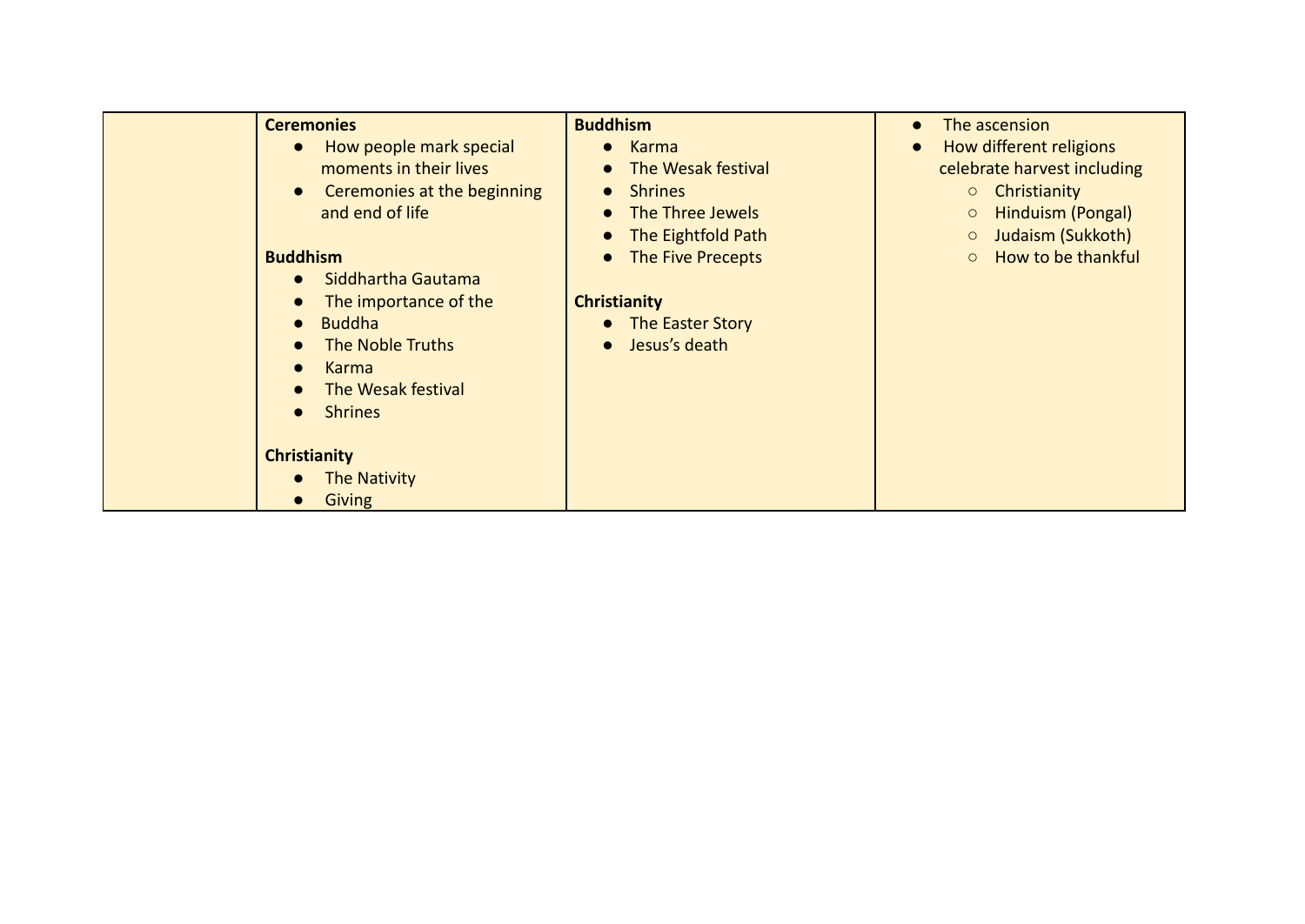| | | | |
|---|---|---|---|
| | **Ceremonies**<br>● How people mark special moments in their lives<br>● Ceremonies at the beginning and end of life<br><br>**Buddhism**<br>● Siddhartha Gautama<br>● The importance of the<br>● Buddha<br>● The Noble Truths<br>● Karma<br>● The Wesak festival<br>● Shrines<br><br>**Christianity**<br>● The Nativity<br>● Giving | **Buddhism**<br>● Karma<br>● The Wesak festival<br>● Shrines<br>● The Three Jewels<br>● The Eightfold Path<br>● The Five Precepts<br><br>**Christianity**<br>● The Easter Story<br>● Jesus's death | ● The ascension<br>● How different religions celebrate harvest including<br>○ Christianity<br>○ Hinduism (Pongal)<br>○ Judaism (Sukkoth)<br>○ How to be thankful |